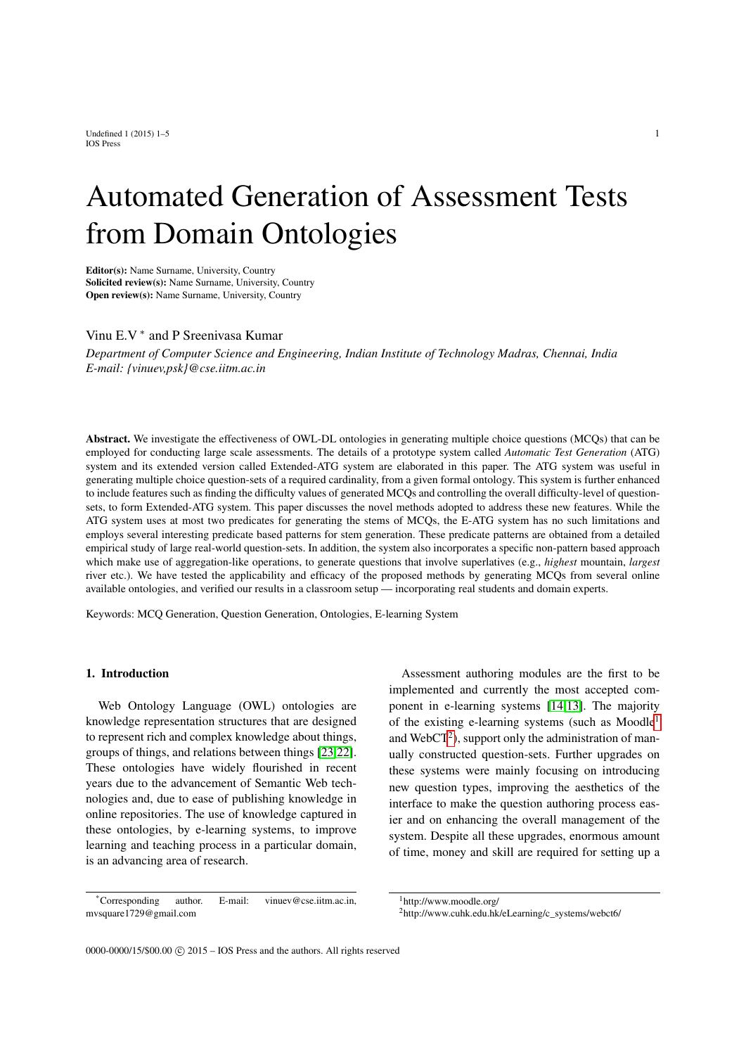# Automated Generation of Assessment Tests from Domain Ontologies

**Editor(s):** Name Surname, University, Country
**Solicited review(s):** Name Surname, University, Country
**Open review(s):** Name Surname, University, Country

Vinu E.V * and P Sreenivasa Kumar

*Department of Computer Science and Engineering, Indian Institute of Technology Madras, Chennai, India*
*E-mail: {vinuev,psk}@cse.iitm.ac.in*

**Abstract.** We investigate the effectiveness of OWL-DL ontologies in generating multiple choice questions (MCQs) that can be employed for conducting large scale assessments. The details of a prototype system called *Automatic Test Generation* (ATG) system and its extended version called Extended-ATG system are elaborated in this paper. The ATG system was useful in generating multiple choice question-sets of a required cardinality, from a given formal ontology. This system is further enhanced to include features such as finding the difficulty values of generated MCQs and controlling the overall difficulty-level of question-sets, to form Extended-ATG system. This paper discusses the novel methods adopted to address these new features. While the ATG system uses at most two predicates for generating the stems of MCQs, the E-ATG system has no such limitations and employs several interesting predicate based patterns for stem generation. These predicate patterns are obtained from a detailed empirical study of large real-world question-sets. In addition, the system also incorporates a specific non-pattern based approach which make use of aggregation-like operations, to generate questions that involve superlatives (e.g., *highest* mountain, *largest* river etc.). We have tested the applicability and efficacy of the proposed methods by generating MCQs from several online available ontologies, and verified our results in a classroom setup — incorporating real students and domain experts.

Keywords: MCQ Generation, Question Generation, Ontologies, E-learning System

## 1. Introduction

Web Ontology Language (OWL) ontologies are knowledge representation structures that are designed to represent rich and complex knowledge about things, groups of things, and relations between things [23,22]. These ontologies have widely flourished in recent years due to the advancement of Semantic Web technologies and, due to ease of publishing knowledge in online repositories. The use of knowledge captured in these ontologies, by e-learning systems, to improve learning and teaching process in a particular domain, is an advancing area of research.

Assessment authoring modules are the first to be implemented and currently the most accepted component in e-learning systems [14,13]. The majority of the existing e-learning systems (such as Moodle[1] and WebCT[2]), support only the administration of manually constructed question-sets. Further upgrades on these systems were mainly focusing on introducing new question types, improving the aesthetics of the interface to make the question authoring process easier and on enhancing the overall management of the system. Despite all these upgrades, enormous amount of time, money and skill are required for setting up a

*Corresponding author. E-mail: vinuev@cse.iitm.ac.in, mvsquare1729@gmail.com

[1] http://www.moodle.org/

[2] http://www.cuhk.edu.hk/eLearning/c_systems/webct6/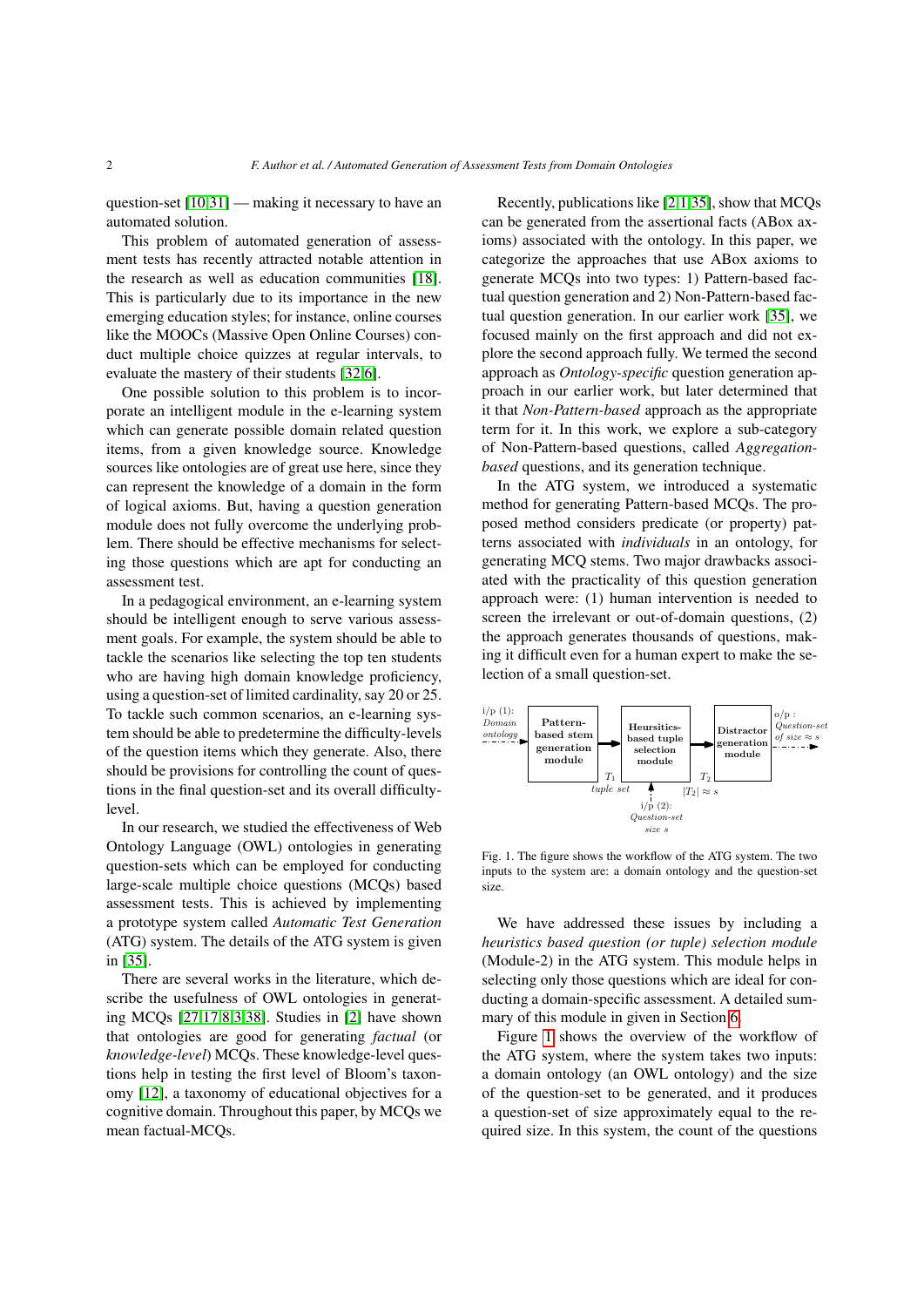question-set [10,31] — making it necessary to have an automated solution.

This problem of automated generation of assessment tests has recently attracted notable attention in the research as well as education communities [18]. This is particularly due to its importance in the new emerging education styles; for instance, online courses like the MOOCs (Massive Open Online Courses) conduct multiple choice quizzes at regular intervals, to evaluate the mastery of their students [32,6].

One possible solution to this problem is to incorporate an intelligent module in the e-learning system which can generate possible domain related question items, from a given knowledge source. Knowledge sources like ontologies are of great use here, since they can represent the knowledge of a domain in the form of logical axioms. But, having a question generation module does not fully overcome the underlying problem. There should be effective mechanisms for selecting those questions which are apt for conducting an assessment test.

In a pedagogical environment, an e-learning system should be intelligent enough to serve various assessment goals. For example, the system should be able to tackle the scenarios like selecting the top ten students who are having high domain knowledge proficiency, using a question-set of limited cardinality, say 20 or 25. To tackle such common scenarios, an e-learning system should be able to predetermine the difficulty-levels of the question items which they generate. Also, there should be provisions for controlling the count of questions in the final question-set and its overall difficulty-level.

In our research, we studied the effectiveness of Web Ontology Language (OWL) ontologies in generating question-sets which can be employed for conducting large-scale multiple choice questions (MCQs) based assessment tests. This is achieved by implementing a prototype system called *Automatic Test Generation* (ATG) system. The details of the ATG system is given in [35].

There are several works in the literature, which describe the usefulness of OWL ontologies in generating MCQs [27,17,8,3,38]. Studies in [2] have shown that ontologies are good for generating *factual* (or *knowledge-level*) MCQs. These knowledge-level questions help in testing the first level of Bloom's taxonomy [12], a taxonomy of educational objectives for a cognitive domain. Throughout this paper, by MCQs we mean factual-MCQs.

Recently, publications like [2,1,35], show that MCQs can be generated from the assertional facts (ABox axioms) associated with the ontology. In this paper, we categorize the approaches that use ABox axioms to generate MCQs into two types: 1) Pattern-based factual question generation and 2) Non-Pattern-based factual question generation. In our earlier work [35], we focused mainly on the first approach and did not explore the second approach fully. We termed the second approach as *Ontology-specific* question generation approach in our earlier work, but later determined that it that *Non-Pattern-based* approach as the appropriate term for it. In this work, we explore a sub-category of Non-Pattern-based questions, called *Aggregation-based* questions, and its generation technique.

In the ATG system, we introduced a systematic method for generating Pattern-based MCQs. The proposed method considers predicate (or property) patterns associated with *individuals* in an ontology, for generating MCQ stems. Two major drawbacks associated with the practicality of this question generation approach were: (1) human intervention is needed to screen the irrelevant or out-of-domain questions, (2) the approach generates thousands of questions, making it difficult even for a human expert to make the selection of a small question-set.

i/p (1): *Domain ontology* → **Pattern-based stem generation module** → $T_1$ *tuple set* → **Heursitics-based tuple selection module** (← i/p (2): *Question-set size s*) → $T_2$, $|T_2| \approx s$ → **Distractor generation module** → o/p : *Question-set of size* $\approx s$

Fig. 1. The figure shows the workflow of the ATG system. The two inputs to the system are: a domain ontology and the question-set size.

We have addressed these issues by including a *heuristics based question (or tuple) selection module* (Module-2) in the ATG system. This module helps in selecting only those questions which are ideal for conducting a domain-specific assessment. A detailed summary of this module in given in Section 6.

Figure 1 shows the overview of the workflow of the ATG system, where the system takes two inputs: a domain ontology (an OWL ontology) and the size of the question-set to be generated, and it produces a question-set of size approximately equal to the required size. In this system, the count of the questions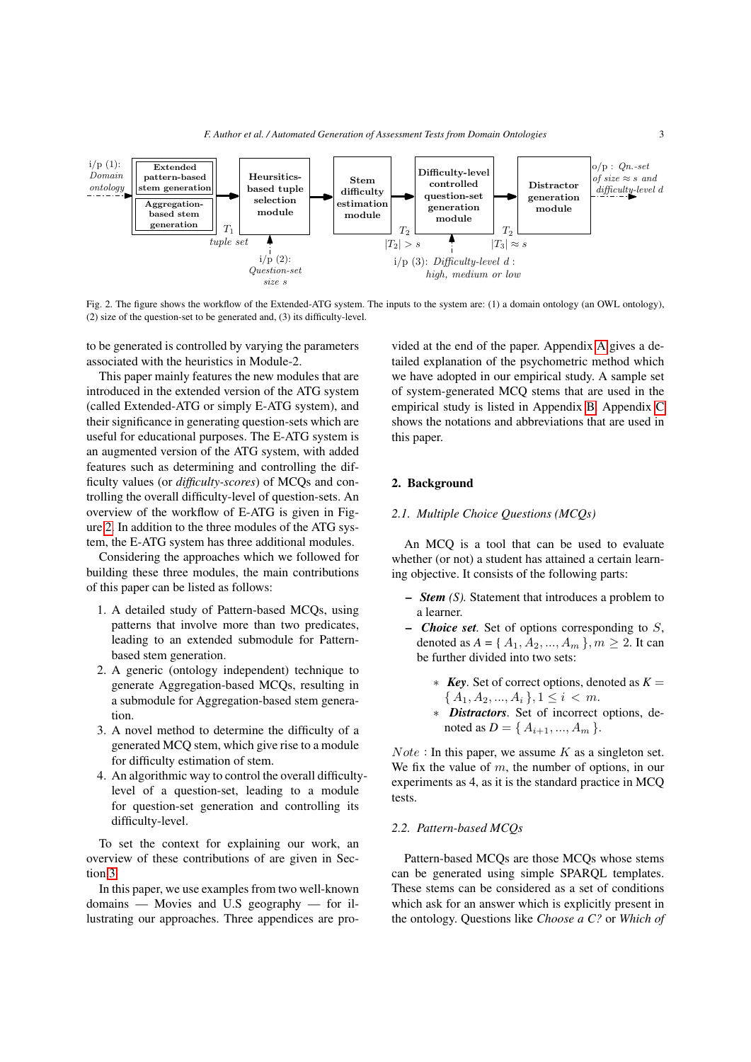Fig. 2. The figure shows the workflow of the Extended-ATG system. The inputs to the system are: (1) a domain ontology (an OWL ontology), (2) size of the question-set to be generated and, (3) its difficulty-level.

to be generated is controlled by varying the parameters associated with the heuristics in Module-2.

This paper mainly features the new modules that are introduced in the extended version of the ATG system (called Extended-ATG or simply E-ATG system), and their significance in generating question-sets which are useful for educational purposes. The E-ATG system is an augmented version of the ATG system, with added features such as determining and controlling the difficulty values (or *difficulty-scores*) of MCQs and controlling the overall difficulty-level of question-sets. An overview of the workflow of E-ATG is given in Figure 2. In addition to the three modules of the ATG system, the E-ATG system has three additional modules.

Considering the approaches which we followed for building these three modules, the main contributions of this paper can be listed as follows:

1. A detailed study of Pattern-based MCQs, using patterns that involve more than two predicates, leading to an extended submodule for Pattern-based stem generation.
2. A generic (ontology independent) technique to generate Aggregation-based MCQs, resulting in a submodule for Aggregation-based stem generation.
3. A novel method to determine the difficulty of a generated MCQ stem, which give rise to a module for difficulty estimation of stem.
4. An algorithmic way to control the overall difficulty-level of a question-set, leading to a module for question-set generation and controlling its difficulty-level.

To set the context for explaining our work, an overview of these contributions of are given in Section 3.

In this paper, we use examples from two well-known domains — Movies and U.S geography — for illustrating our approaches. Three appendices are provided at the end of the paper. Appendix A gives a detailed explanation of the psychometric method which we have adopted in our empirical study. A sample set of system-generated MCQ stems that are used in the empirical study is listed in Appendix B. Appendix C shows the notations and abbreviations that are used in this paper.

## 2. Background

### 2.1. Multiple Choice Questions (MCQs)

An MCQ is a tool that can be used to evaluate whether (or not) a student has attained a certain learning objective. It consists of the following parts:

- ***Stem*** *(S).* Statement that introduces a problem to a learner.
- ***Choice set***. Set of options corresponding to $S$, denoted as $A = \{ A_1, A_2, ..., A_m \}, m \geq 2$. It can be further divided into two sets:
  - ***Key***. Set of correct options, denoted as $K = \{ A_1, A_2, ..., A_i \}, 1 \leq i < m$.
  - ***Distractors***. Set of incorrect options, denoted as $D = \{ A_{i+1}, ..., A_m \}$.

*Note* : In this paper, we assume $K$ as a singleton set. We fix the value of $m$, the number of options, in our experiments as 4, as it is the standard practice in MCQ tests.

### 2.2. Pattern-based MCQs

Pattern-based MCQs are those MCQs whose stems can be generated using simple SPARQL templates. These stems can be considered as a set of conditions which ask for an answer which is explicitly present in the ontology. Questions like *Choose a C?* or *Which of*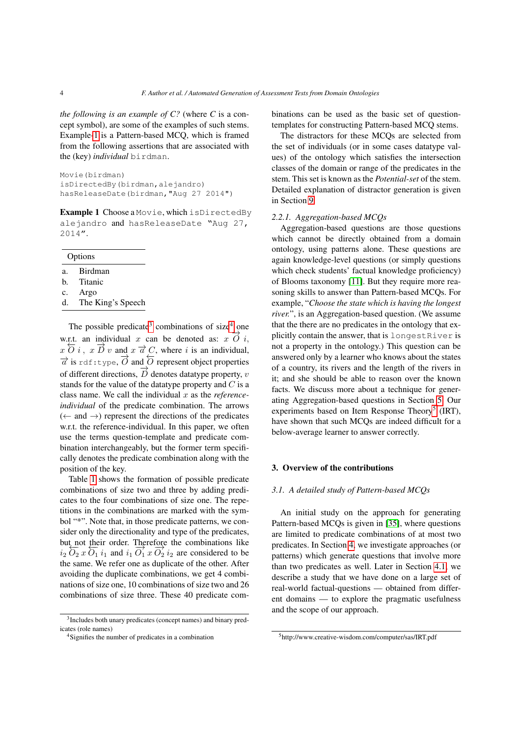*the following is an example of C?* (where $C$ is a concept symbol), are some of the examples of such stems. Example 1 is a Pattern-based MCQ, which is framed from the following assertions that are associated with the (key) *individual* `birdman`.

```
Movie(birdman)
isDirectedBy(birdman,alejandro)
hasReleaseDate(birdman,"Aug 27 2014")
```

**Example 1** Choose a `Movie`, which `isDirectedBy alejandro` and `hasReleaseDate "Aug 27, 2014"`.

| Options | |
|---|---|
| a. | Birdman |
| b. | Titanic |
| c. | Argo |
| d. | The King's Speech |

The possible predicate[3] combinations of size[4] one w.r.t. an individual $x$ can be denoted as: $x \overrightarrow{O} i$, $x \overleftarrow{O} i$ , $x \overrightarrow{D} v$ and $x \overrightarrow{a} C$, where $i$ is an individual, $\overrightarrow{a}$ is `rdf:type`, $\overrightarrow{O}$ and $\overleftarrow{O}$ represent object properties of different directions, $\overrightarrow{D}$ denotes datatype property, $v$ stands for the value of the datatype property and $C$ is a class name. We call the individual $x$ as the *reference-individual* of the predicate combination. The arrows ($\leftarrow$ and $\rightarrow$) represent the directions of the predicates w.r.t. the reference-individual. In this paper, we often use the terms question-template and predicate combination interchangeably, but the former term specifically denotes the predicate combination along with the position of the key.

Table 1 shows the formation of possible predicate combinations of size two and three by adding predicates to the four combinations of size one. The repetitions in the combinations are marked with the symbol "*". Note that, in those predicate patterns, we consider only the directionality and type of the predicates, but not their order. Therefore the combinations like $i_2 \overleftarrow{O_2}\, x \overleftarrow{O_1}\, i_1$ and $i_1 \overrightarrow{O_1}\, x \overrightarrow{O_2}\, i_2$ are considered to be the same. We refer one as duplicate of the other. After avoiding the duplicate combinations, we get 4 combinations of size one, 10 combinations of size two and 26 combinations of size three. These 40 predicate combinations can be used as the basic set of question-templates for constructing Pattern-based MCQ stems.

The distractors for these MCQs are selected from the set of individuals (or in some cases datatype values) of the ontology which satisfies the intersection classes of the domain or range of the predicates in the stem. This set is known as the *Potential-set* of the stem. Detailed explanation of distractor generation is given in Section 9.

### 2.2.1. Aggregation-based MCQs

Aggregation-based questions are those questions which cannot be directly obtained from a domain ontology, using patterns alone. These questions are again knowledge-level questions (or simply questions which check students' factual knowledge proficiency) of Blooms taxonomy [11]. But they require more reasoning skills to answer than Pattern-based MCQs. For example, "*Choose the state which is having the longest river.*", is an Aggregation-based question. (We assume that the there are no predicates in the ontology that explicitly contain the answer, that is `longestRiver` is not a property in the ontology.) This question can be answered only by a learner who knows about the states of a country, its rivers and the length of the rivers in it; and she should be able to reason over the known facts. We discuss more about a technique for generating Aggregation-based questions in Section 5. Our experiments based on Item Response Theory[5] (IRT), have shown that such MCQs are indeed difficult for a below-average learner to answer correctly.

## 3. Overview of the contributions

### 3.1. A detailed study of Pattern-based MCQs

An initial study on the approach for generating Pattern-based MCQs is given in [35], where questions are limited to predicate combinations of at most two predicates. In Section 4, we investigate approaches (or patterns) which generate questions that involve more than two predicates as well. Later in Section 4.1, we describe a study that we have done on a large set of real-world factual-questions — obtained from different domains — to explore the pragmatic usefulness and the scope of our approach.

[3] Includes both unary predicates (concept names) and binary predicates (role names)

[4] Signifies the number of predicates in a combination

[5] http://www.creative-wisdom.com/computer/sas/IRT.pdf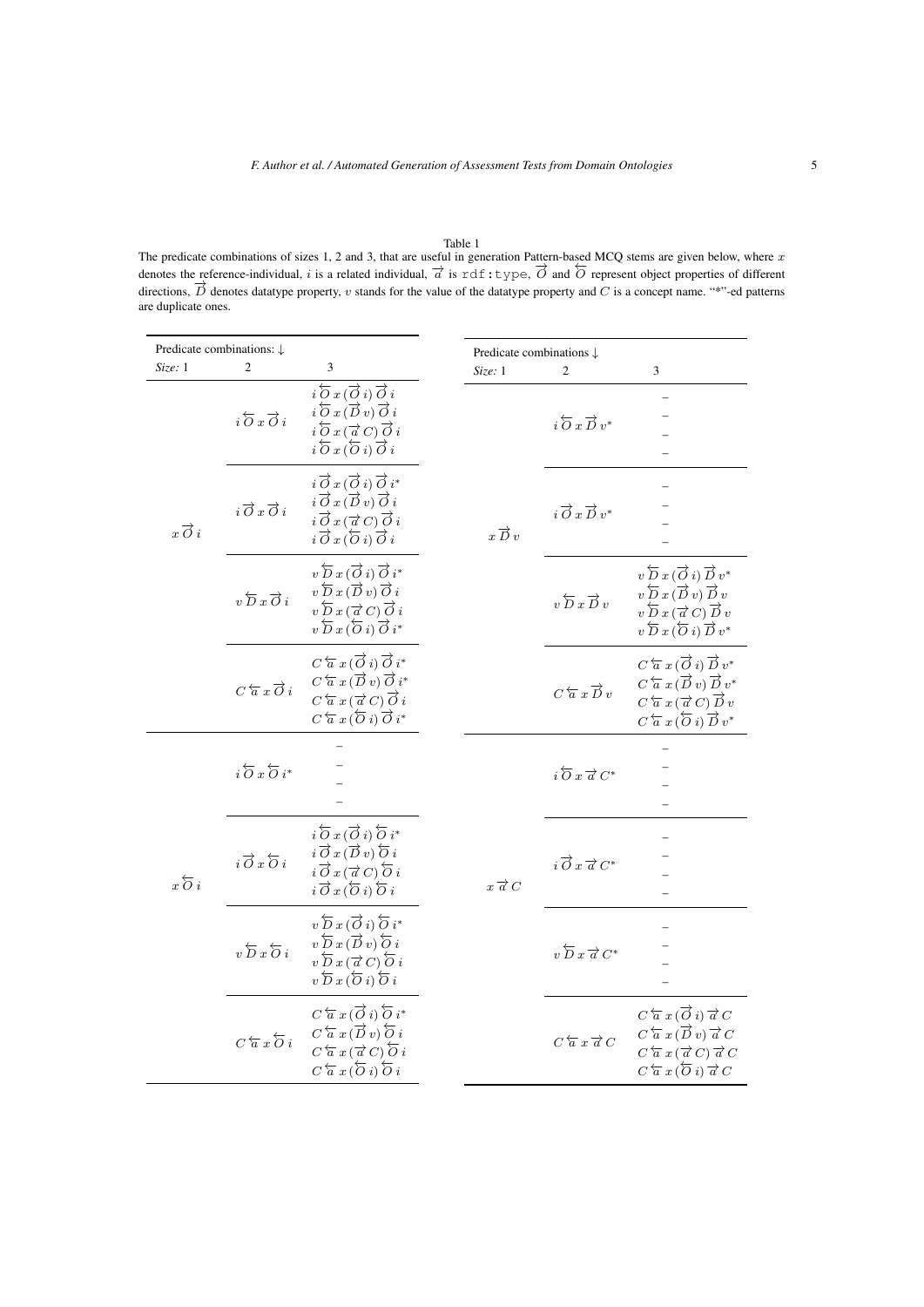Table 1

The predicate combinations of sizes 1, 2 and 3, that are useful in generation Pattern-based MCQ stems are given below, where $x$ denotes the reference-individual, $i$ is a related individual, $\overrightarrow{a}$ is `rdf:type`, $\overrightarrow{O}$ and $\overleftarrow{O}$ represent object properties of different directions, $\overrightarrow{D}$ denotes datatype property, $v$ stands for the value of the datatype property and $C$ is a concept name. "*"-ed patterns are duplicate ones.

| Predicate combinations: ↓ | | |
|---|---|---|
| *Size:* 1 | 2 | 3 |
| $x\,\overrightarrow{O}\,i$ | $i\,\overleftarrow{O}\,x\,\overrightarrow{O}\,i$ | $i\,\overleftarrow{O}\,x\,(\overrightarrow{O}\,i)\,\overrightarrow{O}\,i$ |
| | | $i\,\overleftarrow{O}\,x\,(\overrightarrow{D}\,v)\,\overrightarrow{O}\,i$ |
| | | $i\,\overleftarrow{O}\,x\,(\overrightarrow{a}\,C)\,\overrightarrow{O}\,i$ |
| | | $i\,\overleftarrow{O}\,x\,(\overleftarrow{O}\,i)\,\overrightarrow{O}\,i$ |
| | $i\,\overrightarrow{O}\,x\,\overrightarrow{O}\,i$ | $i\,\overrightarrow{O}\,x\,(\overrightarrow{O}\,i)\,\overrightarrow{O}\,i^{*}$ |
| | | $i\,\overrightarrow{O}\,x\,(\overrightarrow{D}\,v)\,\overrightarrow{O}\,i$ |
| | | $i\,\overrightarrow{O}\,x\,(\overrightarrow{a}\,C)\,\overrightarrow{O}\,i$ |
| | | $i\,\overrightarrow{O}\,x\,(\overleftarrow{O}\,i)\,\overrightarrow{O}\,i$ |
| | $v\,\overleftarrow{D}\,x\,\overrightarrow{O}\,i$ | $v\,\overleftarrow{D}\,x\,(\overrightarrow{O}\,i)\,\overrightarrow{O}\,i^{*}$ |
| | | $v\,\overleftarrow{D}\,x\,(\overrightarrow{D}\,v)\,\overrightarrow{O}\,i$ |
| | | $v\,\overleftarrow{D}\,x\,(\overrightarrow{a}\,C)\,\overrightarrow{O}\,i$ |
| | | $v\,\overleftarrow{D}\,x\,(\overleftarrow{O}\,i)\,\overrightarrow{O}\,i^{*}$ |
| | $C\,\overleftarrow{a}\,x\,\overrightarrow{O}\,i$ | $C\,\overleftarrow{a}\,x\,(\overrightarrow{O}\,i)\,\overrightarrow{O}\,i^{*}$ |
| | | $C\,\overleftarrow{a}\,x\,(\overrightarrow{D}\,v)\,\overrightarrow{O}\,i^{*}$ |
| | | $C\,\overleftarrow{a}\,x\,(\overrightarrow{a}\,C)\,\overrightarrow{O}\,i$ |
| | | $C\,\overleftarrow{a}\,x\,(\overleftarrow{O}\,i)\,\overrightarrow{O}\,i^{*}$ |
| $x\,\overleftarrow{O}\,i$ | $i\,\overleftarrow{O}\,x\,\overleftarrow{O}\,i^{*}$ | – |
| | | – |
| | | – |
| | | – |
| | $i\,\overrightarrow{O}\,x\,\overleftarrow{O}\,i$ | $i\,\overleftarrow{O}\,x\,(\overrightarrow{O}\,i)\,\overleftarrow{O}\,i^{*}$ |
| | | $i\,\overrightarrow{O}\,x\,(\overrightarrow{D}\,v)\,\overleftarrow{O}\,i$ |
| | | $i\,\overrightarrow{O}\,x\,(\overrightarrow{a}\,C)\,\overleftarrow{O}\,i$ |
| | | $i\,\overrightarrow{O}\,x\,(\overleftarrow{O}\,i)\,\overleftarrow{O}\,i$ |
| | $v\,\overleftarrow{D}\,x\,\overleftarrow{O}\,i$ | $v\,\overleftarrow{D}\,x\,(\overrightarrow{O}\,i)\,\overleftarrow{O}\,i^{*}$ |
| | | $v\,\overleftarrow{D}\,x\,(\overrightarrow{D}\,v)\,\overleftarrow{O}\,i$ |
| | | $v\,\overleftarrow{D}\,x\,(\overrightarrow{a}\,C)\,\overleftarrow{O}\,i$ |
| | | $v\,\overleftarrow{D}\,x\,(\overleftarrow{O}\,i)\,\overleftarrow{O}\,i$ |
| | $C\,\overleftarrow{a}\,x\,\overleftarrow{O}\,i$ | $C\,\overleftarrow{a}\,x\,(\overrightarrow{O}\,i)\,\overleftarrow{O}\,i^{*}$ |
| | | $C\,\overleftarrow{a}\,x\,(\overrightarrow{D}\,v)\,\overleftarrow{O}\,i$ |
| | | $C\,\overleftarrow{a}\,x\,(\overrightarrow{a}\,C)\,\overleftarrow{O}\,i$ |
| | | $C\,\overleftarrow{a}\,x\,(\overleftarrow{O}\,i)\,\overleftarrow{O}\,i$ |

| Predicate combinations ↓ | | |
|---|---|---|
| *Size:* 1 | 2 | 3 |
| $x\,\overrightarrow{D}\,v$ | $i\,\overleftarrow{O}\,x\,\overrightarrow{D}\,v^{*}$ | – |
| | | – |
| | | – |
| | | – |
| | $i\,\overrightarrow{O}\,x\,\overrightarrow{D}\,v^{*}$ | – |
| | | – |
| | | – |
| | | – |
| | $v\,\overleftarrow{D}\,x\,\overrightarrow{D}\,v$ | $v\,\overleftarrow{D}\,x\,(\overrightarrow{O}\,i)\,\overrightarrow{D}\,v^{*}$ |
| | | $v\,\overleftarrow{D}\,x\,(\overrightarrow{D}\,v)\,\overrightarrow{D}\,v$ |
| | | $v\,\overleftarrow{D}\,x\,(\overrightarrow{a}\,C)\,\overrightarrow{D}\,v$ |
| | | $v\,\overleftarrow{D}\,x\,(\overleftarrow{O}\,i)\,\overrightarrow{D}\,v^{*}$ |
| | $C\,\overleftarrow{a}\,x\,\overrightarrow{D}\,v$ | $C\,\overleftarrow{a}\,x\,(\overrightarrow{O}\,i)\,\overrightarrow{D}\,v^{*}$ |
| | | $C\,\overleftarrow{a}\,x\,(\overrightarrow{D}\,v)\,\overrightarrow{D}\,v^{*}$ |
| | | $C\,\overleftarrow{a}\,x\,(\overrightarrow{a}\,C)\,\overrightarrow{D}\,v$ |
| | | $C\,\overleftarrow{a}\,x\,(\overleftarrow{O}\,i)\,\overrightarrow{D}\,v^{*}$ |
| $x\,\overrightarrow{a}\,C$ | $i\,\overleftarrow{O}\,x\,\overrightarrow{a}\,C^{*}$ | – |
| | | – |
| | | – |
| | | – |
| | $i\,\overrightarrow{O}\,x\,\overrightarrow{a}\,C^{*}$ | – |
| | | – |
| | | – |
| | | – |
| | $v\,\overleftarrow{D}\,x\,\overrightarrow{a}\,C^{*}$ | – |
| | | – |
| | | – |
| | | – |
| | $C\,\overleftarrow{a}\,x\,\overrightarrow{a}\,C$ | $C\,\overleftarrow{a}\,x\,(\overrightarrow{O}\,i)\,\overrightarrow{a}\,C$ |
| | | $C\,\overleftarrow{a}\,x\,(\overrightarrow{D}\,v)\,\overrightarrow{a}\,C$ |
| | | $C\,\overleftarrow{a}\,x\,(\overrightarrow{a}\,C)\,\overrightarrow{a}\,C$ |
| | | $C\,\overleftarrow{a}\,x\,(\overleftarrow{O}\,i)\,\overrightarrow{a}\,C$ |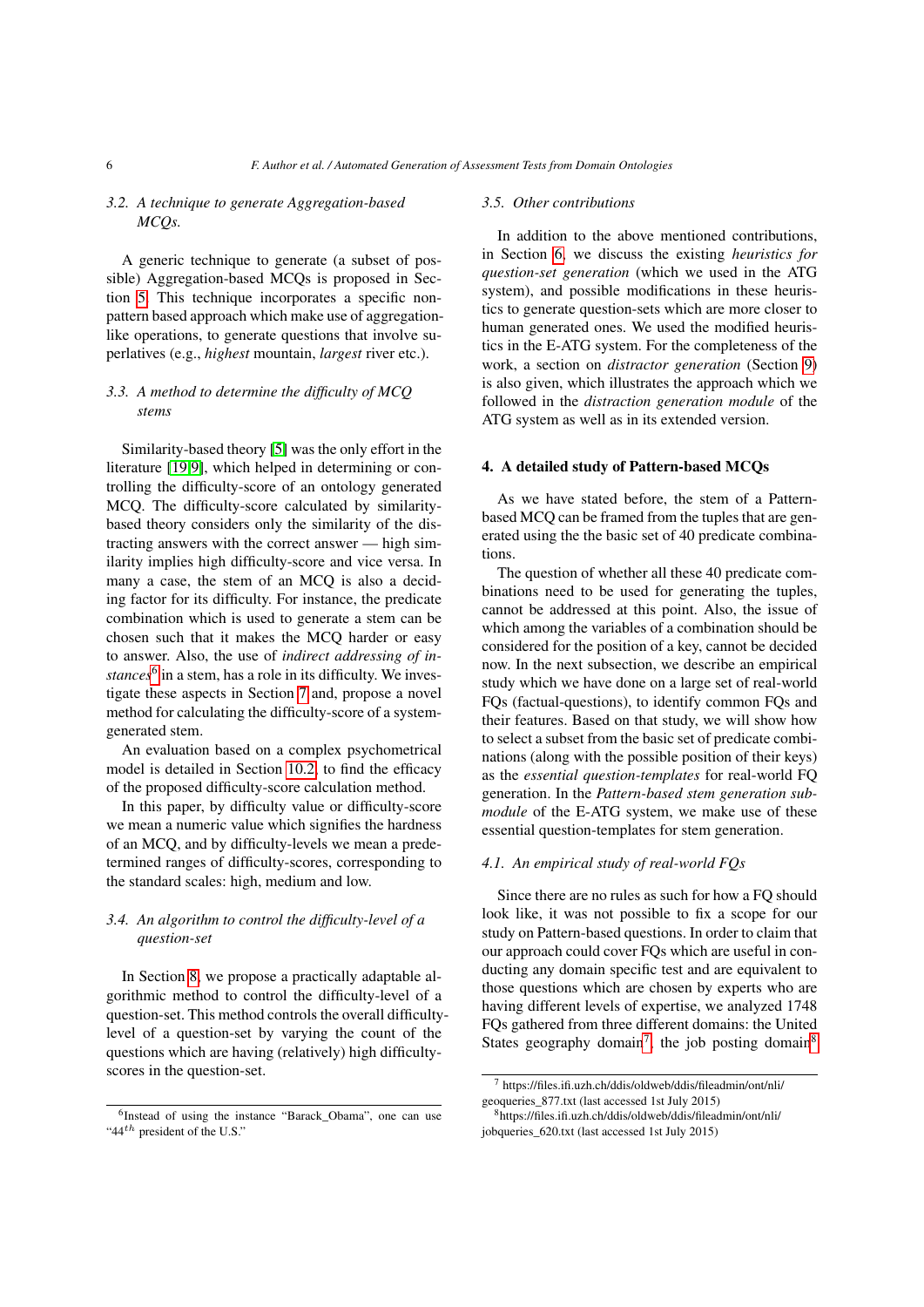### 3.2. A technique to generate Aggregation-based MCQs.

A generic technique to generate (a subset of possible) Aggregation-based MCQs is proposed in Section 5. This technique incorporates a specific non-pattern based approach which make use of aggregation-like operations, to generate questions that involve superlatives (e.g., *highest* mountain, *largest* river etc.).

### 3.3. A method to determine the difficulty of MCQ stems

Similarity-based theory [5] was the only effort in the literature [19,9], which helped in determining or controlling the difficulty-score of an ontology generated MCQ. The difficulty-score calculated by similarity-based theory considers only the similarity of the distracting answers with the correct answer — high similarity implies high difficulty-score and vice versa. In many a case, the stem of an MCQ is also a deciding factor for its difficulty. For instance, the predicate combination which is used to generate a stem can be chosen such that it makes the MCQ harder or easy to answer. Also, the use of *indirect addressing of instances*[6] in a stem, has a role in its difficulty. We investigate these aspects in Section 7 and, propose a novel method for calculating the difficulty-score of a system-generated stem.

An evaluation based on a complex psychometrical model is detailed in Section 10.2, to find the efficacy of the proposed difficulty-score calculation method.

In this paper, by difficulty value or difficulty-score we mean a numeric value which signifies the hardness of an MCQ, and by difficulty-levels we mean a predetermined ranges of difficulty-scores, corresponding to the standard scales: high, medium and low.

### 3.4. An algorithm to control the difficulty-level of a question-set

In Section 8, we propose a practically adaptable algorithmic method to control the difficulty-level of a question-set. This method controls the overall difficulty-level of a question-set by varying the count of the questions which are having (relatively) high difficulty-scores in the question-set.

[6] Instead of using the instance "Barack_Obama", one can use "$44^{th}$ president of the U.S."

### 3.5. Other contributions

In addition to the above mentioned contributions, in Section 6, we discuss the existing *heuristics for question-set generation* (which we used in the ATG system), and possible modifications in these heuristics to generate question-sets which are more closer to human generated ones. We used the modified heuristics in the E-ATG system. For the completeness of the work, a section on *distractor generation* (Section 9) is also given, which illustrates the approach which we followed in the *distraction generation module* of the ATG system as well as in its extended version.

## 4. A detailed study of Pattern-based MCQs

As we have stated before, the stem of a Pattern-based MCQ can be framed from the tuples that are generated using the the basic set of 40 predicate combinations.

The question of whether all these 40 predicate combinations need to be used for generating the tuples, cannot be addressed at this point. Also, the issue of which among the variables of a combination should be considered for the position of a key, cannot be decided now. In the next subsection, we describe an empirical study which we have done on a large set of real-world FQs (factual-questions), to identify common FQs and their features. Based on that study, we will show how to select a subset from the basic set of predicate combinations (along with the possible position of their keys) as the *essential question-templates* for real-world FQ generation. In the *Pattern-based stem generation submodule* of the E-ATG system, we make use of these essential question-templates for stem generation.

### 4.1. An empirical study of real-world FQs

Since there are no rules as such for how a FQ should look like, it was not possible to fix a scope for our study on Pattern-based questions. In order to claim that our approach could cover FQs which are useful in conducting any domain specific test and are equivalent to those questions which are chosen by experts who are having different levels of expertise, we analyzed 1748 FQs gathered from three different domains: the United States geography domain[7], the job posting domain[8]

[7] https://files.ifi.uzh.ch/ddis/oldweb/ddis/fileadmin/ont/nli/geoqueries_877.txt (last accessed 1st July 2015)

[8] https://files.ifi.uzh.ch/ddis/oldweb/ddis/fileadmin/ont/nli/jobqueries_620.txt (last accessed 1st July 2015)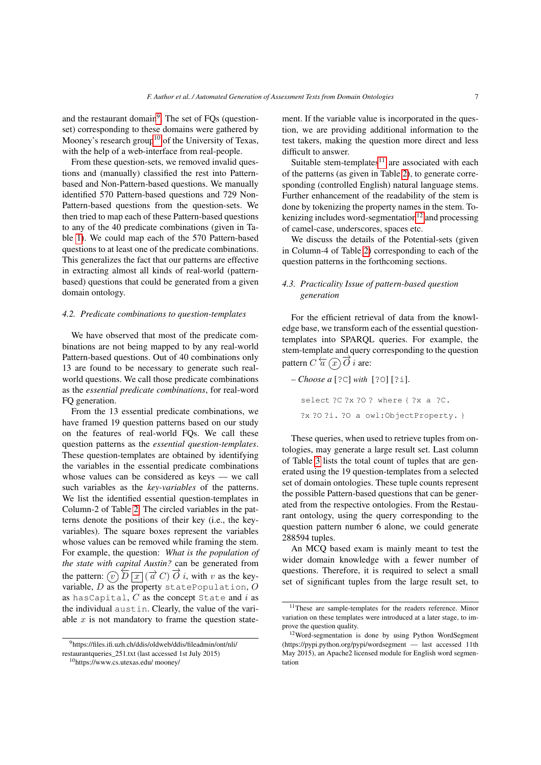and the restaurant domain[9]. The set of FQs (question-set) corresponding to these domains were gathered by Mooney's research group[10] of the University of Texas, with the help of a web-interface from real-people.

From these question-sets, we removed invalid questions and (manually) classified the rest into Pattern-based and Non-Pattern-based questions. We manually identified 570 Pattern-based questions and 729 Non-Pattern-based questions from the question-sets. We then tried to map each of these Pattern-based questions to any of the 40 predicate combinations (given in Table 1). We could map each of the 570 Pattern-based questions to at least one of the predicate combinations. This generalizes the fact that our patterns are effective in extracting almost all kinds of real-world (pattern-based) questions that could be generated from a given domain ontology.

### 4.2. Predicate combinations to question-templates

We have observed that most of the predicate combinations are not being mapped to by any real-world Pattern-based questions. Out of 40 combinations only 13 are found to be necessary to generate such real-world questions. We call those predicate combinations as the *essential predicate combinations*, for real-word FQ generation.

From the 13 essential predicate combinations, we have framed 19 question patterns based on our study on the features of real-world FQs. We call these question patterns as the *essential question-templates*. These question-templates are obtained by identifying the variables in the essential predicate combinations whose values can be considered as keys — we call such variables as the *key-variables* of the patterns. We list the identified essential question-templates in Column-2 of Table 2. The circled variables in the patterns denote the positions of their key (i.e., the key-variables). The square boxes represent the variables whose values can be removed while framing the stem. For example, the question: *What is the population of the state with capital Austin?* can be generated from the pattern: $\textcircled{v}\ \overleftarrow{D}\ \boxed{x}\ (\overrightarrow{a}\ C)\ \overrightarrow{O}\ i$, with $v$ as the key-variable, $D$ as the property `statePopulation`, $O$ as `hasCapital`, $C$ as the concept `State` and $i$ as the individual `austin`. Clearly, the value of the variable $x$ is not mandatory to frame the question statement. If the variable value is incorporated in the question, we are providing additional information to the test takers, making the question more direct and less difficult to answer.

Suitable stem-templates[11] are associated with each of the patterns (as given in Table 2), to generate corresponding (controlled English) natural language stems. Further enhancement of the readability of the stem is done by tokenizing the property names in the stem. Tokenizing includes word-segmentation[12] and processing of camel-case, underscores, spaces etc.

We discuss the details of the Potential-sets (given in Column-4 of Table 2) corresponding to each of the question patterns in the forthcoming sections.

### 4.3. Practicality Issue of pattern-based question generation

For the efficient retrieval of data from the knowledge base, we transform each of the essential question-templates into SPARQL queries. For example, the stem-template and query corresponding to the question pattern $C\ \overleftarrow{a}\ \textcircled{x}\ \overrightarrow{O}\ i$ are:

– *Choose a* [?C] *with* [?O] [?i].

```
select ?C ?x ?O ? where { ?x a ?C.
?x ?O ?i. ?O a owl:ObjectProperty. }
```

These queries, when used to retrieve tuples from ontologies, may generate a large result set. Last column of Table 3 lists the total count of tuples that are generated using the 19 question-templates from a selected set of domain ontologies. These tuple counts represent the possible Pattern-based questions that can be generated from the respective ontologies. From the Restaurant ontology, using the query corresponding to the question pattern number 6 alone, we could generate 288594 tuples.

An MCQ based exam is mainly meant to test the wider domain knowledge with a fewer number of questions. Therefore, it is required to select a small set of significant tuples from the large result set, to

---

[9] https://files.ifi.uzh.ch/ddis/oldweb/ddis/fileadmin/ont/nli/restaurantqueries_251.txt (last accessed 1st July 2015)

[10] https://www.cs.utexas.edu/ mooney/

[11] These are sample-templates for the readers reference. Minor variation on these templates were introduced at a later stage, to improve the question quality.

[12] Word-segmentation is done by using Python WordSegment (https://pypi.python.org/pypi/wordsegment — last accessed 11th May 2015), an Apache2 licensed module for English word segmentation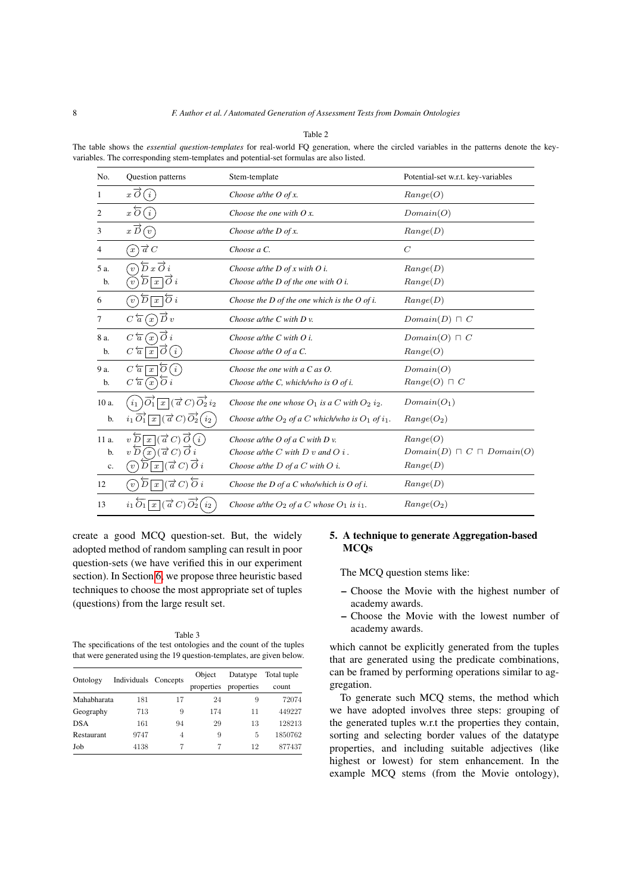Table 2

The table shows the *essential question-templates* for real-world FQ generation, where the circled variables in the patterns denote the key-variables. The corresponding stem-templates and potential-set formulas are also listed.

| No. | Question patterns | Stem-template | Potential-set w.r.t. key-variables |
|---|---|---|---|
| 1 | $x\,\overrightarrow{O}\,\textcircled{i}$ | *Choose a/the O of x.* | $Range(O)$ |
| 2 | $x\,\overleftarrow{O}\,\textcircled{i}$ | *Choose the one with O x.* | $Domain(O)$ |
| 3 | $x\,\overrightarrow{D}\,\textcircled{v}$ | *Choose a/the D of x.* | $Range(D)$ |
| 4 | $\textcircled{x}\,\overrightarrow{a}\,C$ | *Choose a C.* | $C$ |
| 5 a. | $\textcircled{v}\,\overleftarrow{D}\,x\,\overrightarrow{O}\,i$ | *Choose a/the D of x with O i.* | $Range(D)$ |
| b. | $\textcircled{v}\,\overleftarrow{D}\,\boxed{x}\,\overrightarrow{O}\,i$ | *Choose a/the D of the one with O i.* | $Range(D)$ |
| 6 | $\textcircled{v}\,\overleftarrow{D}\,\boxed{x}\,\overleftarrow{O}\,i$ | *Choose the D of the one which is the O of i.* | $Range(D)$ |
| 7 | $C\,\overleftarrow{a}\,\textcircled{x}\,\overrightarrow{D}\,v$ | *Choose a/the C with D v.* | $Domain(D)\,\sqcap\,C$ |
| 8 a. | $C\,\overleftarrow{a}\,\textcircled{x}\,\overrightarrow{O}\,i$ | *Choose a/the C with O i.* | $Domain(O)\,\sqcap\,C$ |
| b. | $C\,\overleftarrow{a}\,\boxed{x}\,\overrightarrow{O}\,\textcircled{i}$ | *Choose a/the O of a C.* | $Range(O)$ |
| 9 a. | $C\,\overleftarrow{a}\,\boxed{x}\,\overleftarrow{O}\,\textcircled{i}$ | *Choose the one with a C as O.* | $Domain(O)$ |
| b. | $C\,\overleftarrow{a}\,\textcircled{x}\,\overleftarrow{O}\,i$ | *Choose a/the C, which/who is O of i.* | $Range(O)\,\sqcap\,C$ |
| 10 a. | $\textcircled{i_1}\,\overrightarrow{O_1}\,\boxed{x}\,(\overrightarrow{a}\,C)\,\overrightarrow{O_2}\,i_2$ | *Choose the one whose $O_1$ is a C with $O_2$ $i_2$.* | $Domain(O_1)$ |
| b. | $i_1\,\overrightarrow{O_1}\,\boxed{x}\,(\overrightarrow{a}\,C)\,\overrightarrow{O_2}\,\textcircled{i_2}$ | *Choose a/the $O_2$ of a C which/who is $O_1$ of $i_1$.* | $Range(O_2)$ |
| 11 a. | $v\,\overleftarrow{D}\,\boxed{x}\,(\overrightarrow{a}\,C)\,\overrightarrow{O}\,\textcircled{i}$ | *Choose a/the O of a C with D v.* | $Range(O)$ |
| b. | $v\,\overleftarrow{D}\,\textcircled{x}\,(\overrightarrow{a}\,C)\,\overrightarrow{O}\,i$ | *Choose a/the C with D v and O i .* | $Domain(D)\,\sqcap\,C\,\sqcap\,Domain(O)$ |
| c. | $\textcircled{v}\,\overleftarrow{D}\,\boxed{x}\,(\overrightarrow{a}\,C)\,\overrightarrow{O}\,i$ | *Choose a/the D of a C with O i.* | $Range(D)$ |
| 12 | $\textcircled{v}\,\overleftarrow{D}\,\boxed{x}\,(\overrightarrow{a}\,C)\,\overleftarrow{O}\,i$ | *Choose the D of a C who/which is O of i.* | $Range(D)$ |
| 13 | $i_1\,\overleftarrow{O_1}\,\boxed{x}\,(\overrightarrow{a}\,C)\,\overrightarrow{O_2}\,\textcircled{i_2}$ | *Choose a/the $O_2$ of a C whose $O_1$ is $i_1$.* | $Range(O_2)$ |

create a good MCQ question-set. But, the widely adopted method of random sampling can result in poor question-sets (we have verified this in our experiment section). In Section 6, we propose three heuristic based techniques to choose the most appropriate set of tuples (questions) from the large result set.

Table 3

The specifications of the test ontologies and the count of the tuples that were generated using the 19 question-templates, are given below.

| Ontology | Individuals | Concepts | Object properties | Datatype properties | Total tuple count |
|---|---|---|---|---|---|
| Mahabharata | 181 | 17 | 24 | 9 | 72074 |
| Geography | 713 | 9 | 174 | 11 | 449227 |
| DSA | 161 | 94 | 29 | 13 | 128213 |
| Restaurant | 9747 | 4 | 9 | 5 | 1850762 |
| Job | 4138 | 7 | 7 | 12 | 877437 |

## 5. A technique to generate Aggregation-based MCQs

The MCQ question stems like:

- Choose the Movie with the highest number of academy awards.
- Choose the Movie with the lowest number of academy awards.

which cannot be explicitly generated from the tuples that are generated using the predicate combinations, can be framed by performing operations similar to aggregation.

To generate such MCQ stems, the method which we have adopted involves three steps: grouping of the generated tuples w.r.t the properties they contain, sorting and selecting border values of the datatype properties, and including suitable adjectives (like highest or lowest) for stem enhancement. In the example MCQ stems (from the Movie ontology),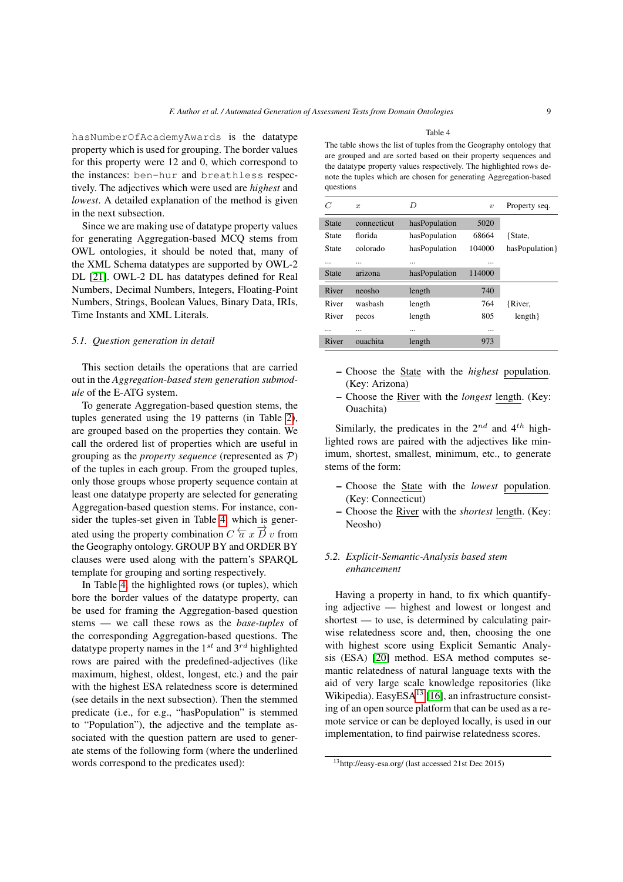`hasNumberOfAcademyAwards` is the datatype property which is used for grouping. The border values for this property were 12 and 0, which correspond to the instances: `ben-hur` and `breathless` respectively. The adjectives which were used are *highest* and *lowest*. A detailed explanation of the method is given in the next subsection.

Since we are making use of datatype property values for generating Aggregation-based MCQ stems from OWL ontologies, it should be noted that, many of the XML Schema datatypes are supported by OWL-2 DL [21]. OWL-2 DL has datatypes defined for Real Numbers, Decimal Numbers, Integers, Floating-Point Numbers, Strings, Boolean Values, Binary Data, IRIs, Time Instants and XML Literals.

### 5.1. Question generation in detail

This section details the operations that are carried out in the *Aggregation-based stem generation submodule* of the E-ATG system.

To generate Aggregation-based question stems, the tuples generated using the 19 patterns (in Table 2), are grouped based on the properties they contain. We call the ordered list of properties which are useful in grouping as the *property sequence* (represented as $\mathcal{P}$) of the tuples in each group. From the grouped tuples, only those groups whose property sequence contain at least one datatype property are selected for generating Aggregation-based question stems. For instance, consider the tuples-set given in Table 4 which is generated using the property combination $C \overleftarrow{a}\ x \overrightarrow{D}\ v$ from the Geography ontology. GROUP BY and ORDER BY clauses were used along with the pattern's SPARQL template for grouping and sorting respectively.

In Table 4, the highlighted rows (or tuples), which bore the border values of the datatype property, can be used for framing the Aggregation-based question stems — we call these rows as the *base-tuples* of the corresponding Aggregation-based questions. The datatype property names in the $1^{st}$ and $3^{rd}$ highlighted rows are paired with the predefined-adjectives (like maximum, highest, oldest, longest, etc.) and the pair with the highest ESA relatedness score is determined (see details in the next subsection). Then the stemmed predicate (i.e., for e.g., "hasPopulation" is stemmed to "Population"), the adjective and the template associated with the question pattern are used to generate stems of the following form (where the underlined words correspond to the predicates used):

Table 4

The table shows the list of tuples from the Geography ontology that are grouped and are sorted based on their property sequences and the datatype property values respectively. The highlighted rows denote the tuples which are chosen for generating Aggregation-based questions

| $C$ | $x$ | $D$ | $v$ | Property seq. |
|---|---|---|---|---|
| State | connecticut | hasPopulation | 5020 | |
| State | florida | hasPopulation | 68664 | {State, |
| State | colorado | hasPopulation | 104000 | hasPopulation} |
| ... | ... | ... | ... | |
| State | arizona | hasPopulation | 114000 | |
| River | neosho | length | 740 | |
| River | wasbash | length | 764 | {River, |
| River | pecos | length | 805 | length} |
| ... | ... | ... | ... | |
| River | ouachita | length | 973 | |

– Choose the <u>State</u> with the *highest* <u>population</u>. (Key: Arizona)
– Choose the <u>River</u> with the *longest* <u>length</u>. (Key: Ouachita)

Similarly, the predicates in the $2^{nd}$ and $4^{th}$ highlighted rows are paired with the adjectives like minimum, shortest, smallest, minimum, etc., to generate stems of the form:

– Choose the <u>State</u> with the *lowest* <u>population</u>. (Key: Connecticut)
– Choose the <u>River</u> with the *shortest* <u>length</u>. (Key: Neosho)

### 5.2. Explicit-Semantic-Analysis based stem enhancement

Having a property in hand, to fix which quantifying adjective — highest and lowest or longest and shortest — to use, is determined by calculating pairwise relatedness score and, then, choosing the one with highest score using Explicit Semantic Analysis (ESA) [20] method. ESA method computes semantic relatedness of natural language texts with the aid of very large scale knowledge repositories (like Wikipedia). EasyESA[13] [16], an infrastructure consisting of an open source platform that can be used as a remote service or can be deployed locally, is used in our implementation, to find pairwise relatedness scores.

[13] http://easy-esa.org/ (last accessed 21st Dec 2015)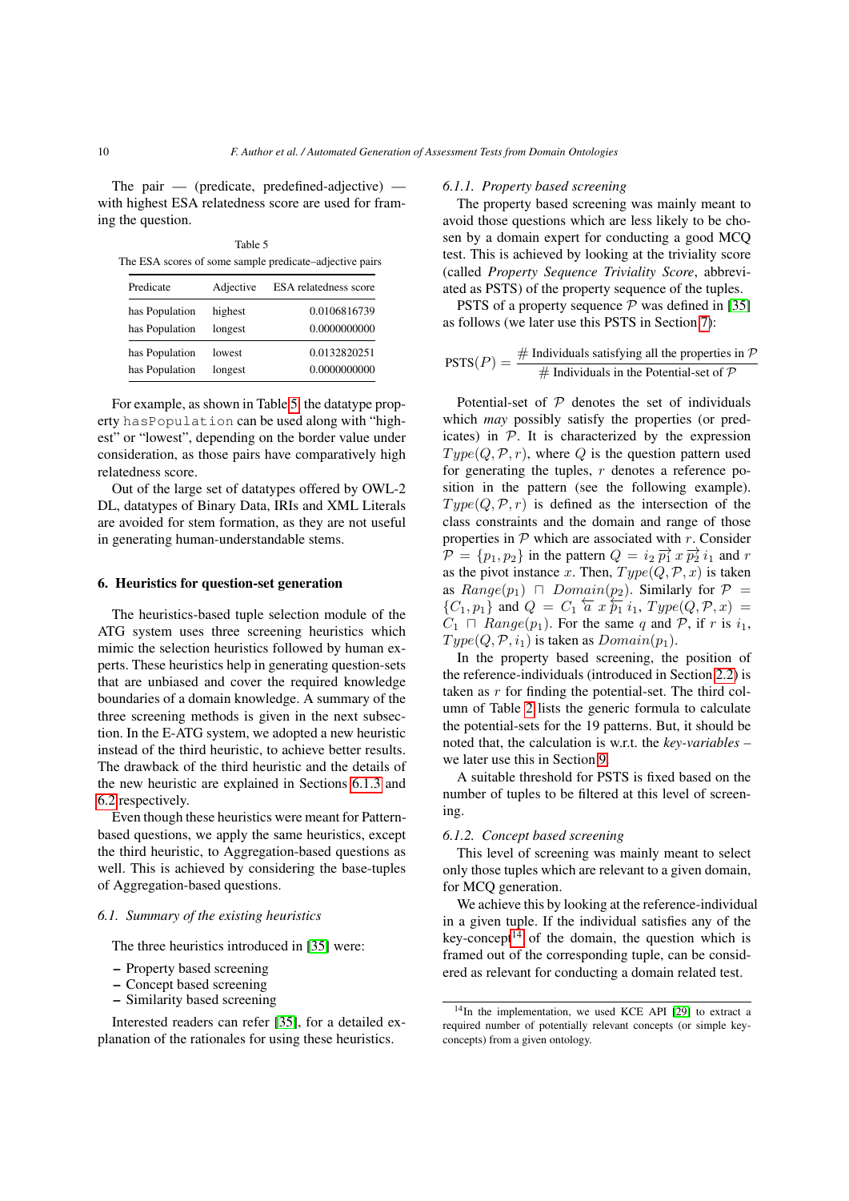The pair — (predicate, predefined-adjective) — with highest ESA relatedness score are used for framing the question.

Table 5
The ESA scores of some sample predicate–adjective pairs

| Predicate | Adjective | ESA relatedness score |
|---|---|---|
| has Population | highest | 0.0106816739 |
| has Population | longest | 0.0000000000 |
| has Population | lowest | 0.0132820251 |
| has Population | longest | 0.0000000000 |

For example, as shown in Table 5, the datatype property `hasPopulation` can be used along with "highest" or "lowest", depending on the border value under consideration, as those pairs have comparatively high relatedness score.

Out of the large set of datatypes offered by OWL-2 DL, datatypes of Binary Data, IRIs and XML Literals are avoided for stem formation, as they are not useful in generating human-understandable stems.

## 6. Heuristics for question-set generation

The heuristics-based tuple selection module of the ATG system uses three screening heuristics which mimic the selection heuristics followed by human experts. These heuristics help in generating question-sets that are unbiased and cover the required knowledge boundaries of a domain knowledge. A summary of the three screening methods is given in the next subsection. In the E-ATG system, we adopted a new heuristic instead of the third heuristic, to achieve better results. The drawback of the third heuristic and the details of the new heuristic are explained in Sections 6.1.3 and 6.2 respectively.

Even though these heuristics were meant for Pattern-based questions, we apply the same heuristics, except the third heuristic, to Aggregation-based questions as well. This is achieved by considering the base-tuples of Aggregation-based questions.

### 6.1. Summary of the existing heuristics

The three heuristics introduced in [35] were:

– Property based screening
– Concept based screening
– Similarity based screening

Interested readers can refer [35], for a detailed explanation of the rationales for using these heuristics.

#### 6.1.1. Property based screening

The property based screening was mainly meant to avoid those questions which are less likely to be chosen by a domain expert for conducting a good MCQ test. This is achieved by looking at the triviality score (called *Property Sequence Triviality Score*, abbreviated as PSTS) of the property sequence of the tuples.

PSTS of a property sequence $\mathcal{P}$ was defined in [35] as follows (we later use this PSTS in Section 7):

$$\text{PSTS}(P) = \frac{\#\text{ Individuals satisfying all the properties in } \mathcal{P}}{\#\text{ Individuals in the Potential-set of } \mathcal{P}}$$

Potential-set of $\mathcal{P}$ denotes the set of individuals which *may* possibly satisfy the properties (or predicates) in $\mathcal{P}$. It is characterized by the expression $Type(Q, \mathcal{P}, r)$, where $Q$ is the question pattern used for generating the tuples, $r$ denotes a reference position in the pattern (see the following example). $Type(Q, \mathcal{P}, r)$ is defined as the intersection of the class constraints and the domain and range of those properties in $\mathcal{P}$ which are associated with $r$. Consider $\mathcal{P} = \{p_1, p_2\}$ in the pattern $Q = i_2 \overrightarrow{p_1}\, x \overrightarrow{p_2}\, i_1$ and $r$ as the pivot instance $x$. Then, $Type(Q, \mathcal{P}, x)$ is taken as $Range(p_1) \sqcap Domain(p_2)$. Similarly for $\mathcal{P} = \{C_1, p_1\}$ and $Q = C_1 \overleftarrow{a}\, x \overleftarrow{p_1}\, i_1$, $Type(Q, \mathcal{P}, x) = C_1 \sqcap Range(p_1)$. For the same $q$ and $\mathcal{P}$, if $r$ is $i_1$, $Type(Q, \mathcal{P}, i_1)$ is taken as $Domain(p_1)$.

In the property based screening, the position of the reference-individuals (introduced in Section 2.2) is taken as $r$ for finding the potential-set. The third column of Table 2 lists the generic formula to calculate the potential-sets for the 19 patterns. But, it should be noted that, the calculation is w.r.t. the *key-variables* – we later use this in Section 9.

A suitable threshold for PSTS is fixed based on the number of tuples to be filtered at this level of screening.

#### 6.1.2. Concept based screening

This level of screening was mainly meant to select only those tuples which are relevant to a given domain, for MCQ generation.

We achieve this by looking at the reference-individual in a given tuple. If the individual satisfies any of the key-concept[14] of the domain, the question which is framed out of the corresponding tuple, can be considered as relevant for conducting a domain related test.

[14] In the implementation, we used KCE API [29] to extract a required number of potentially relevant concepts (or simple key-concepts) from a given ontology.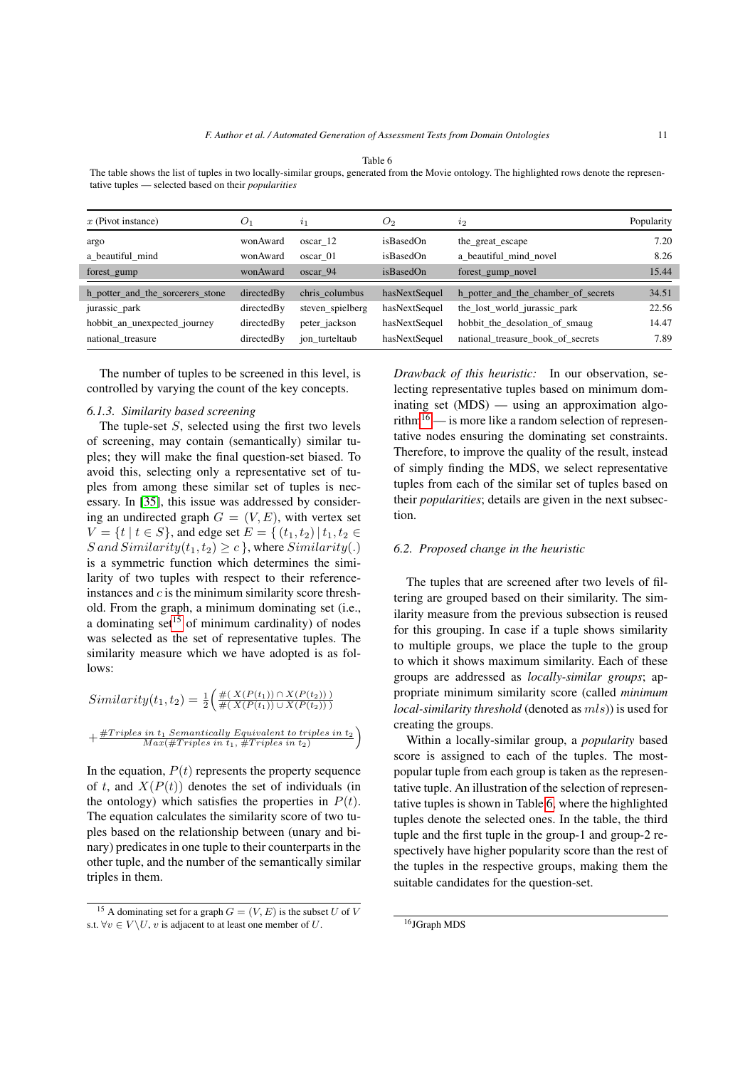Table 6

The table shows the list of tuples in two locally-similar groups, generated from the Movie ontology. The highlighted rows denote the representative tuples — selected based on their *popularities*

| $x$ (Pivot instance) | $O_1$ | $i_1$ | $O_2$ | $i_2$ | Popularity |
|---|---|---|---|---|---|
| argo | wonAward | oscar_12 | isBasedOn | the_great_escape | 7.20 |
| a_beautiful_mind | wonAward | oscar_01 | isBasedOn | a_beautiful_mind_novel | 8.26 |
| forest_gump | wonAward | oscar_94 | isBasedOn | forest_gump_novel | 15.44 |
| h_potter_and_the_sorcerers_stone | directedBy | chris_columbus | hasNextSequel | h_potter_and_the_chamber_of_secrets | 34.51 |
| jurassic_park | directedBy | steven_spielberg | hasNextSequel | the_lost_world_jurassic_park | 22.56 |
| hobbit_an_unexpected_journey | directedBy | peter_jackson | hasNextSequel | hobbit_the_desolation_of_smaug | 14.47 |
| national_treasure | directedBy | jon_turteltaub | hasNextSequel | national_treasure_book_of_secrets | 7.89 |

The number of tuples to be screened in this level, is controlled by varying the count of the key concepts.

### 6.1.3. Similarity based screening

The tuple-set $S$, selected using the first two levels of screening, may contain (semantically) similar tuples; they will make the final question-set biased. To avoid this, selecting only a representative set of tuples from among these similar set of tuples is necessary. In [35], this issue was addressed by considering an undirected graph $G = (V, E)$, with vertex set $V = \{t \mid t \in S\}$, and edge set $E = \{ (t_1, t_2) \mid t_1, t_2 \in S \, and \, Similarity(t_1, t_2) \geq c \}$, where $Similarity(.)$ is a symmetric function which determines the similarity of two tuples with respect to their reference-instances and $c$ is the minimum similarity score threshold. From the graph, a minimum dominating set (i.e., a dominating set[15] of minimum cardinality) of nodes was selected as the set of representative tuples. The similarity measure which we have adopted is as follows:

$$Similarity(t_1, t_2) = \frac{1}{2}\Bigg( \frac{\#(\, X(P(t_1)) \cap X(P(t_2)) \,)}{\#(\, X(P(t_1)) \cup X(P(t_2)) \,)}$$

$$+ \frac{\#Triples \; in \; t_1 \; Semantically \; Equivalent \; to \; triples \; in \; t_2}{Max(\#Triples \; in \; t_1, \, \#Triples \; in \; t_2)} \Bigg)$$

In the equation, $P(t)$ represents the property sequence of $t$, and $X(P(t))$ denotes the set of individuals (in the ontology) which satisfies the properties in $P(t)$. The equation calculates the similarity score of two tuples based on the relationship between (unary and binary) predicates in one tuple to their counterparts in the other tuple, and the number of the semantically similar triples in them.

*Drawback of this heuristic:* In our observation, selecting representative tuples based on minimum dominating set (MDS) — using an approximation algorithm[16] — is more like a random selection of representative nodes ensuring the dominating set constraints. Therefore, to improve the quality of the result, instead of simply finding the MDS, we select representative tuples from each of the similar set of tuples based on their *popularities*; details are given in the next subsection.

## 6.2. Proposed change in the heuristic

The tuples that are screened after two levels of filtering are grouped based on their similarity. The similarity measure from the previous subsection is reused for this grouping. In case if a tuple shows similarity to multiple groups, we place the tuple to the group to which it shows maximum similarity. Each of these groups are addressed as *locally-similar groups*; appropriate minimum similarity score (called *minimum local-similarity threshold* (denoted as $mls$)) is used for creating the groups.

Within a locally-similar group, a *popularity* based score is assigned to each of the tuples. The most-popular tuple from each group is taken as the representative tuple. An illustration of the selection of representative tuples is shown in Table 6, where the highlighted tuples denote the selected ones. In the table, the third tuple and the first tuple in the group-1 and group-2 respectively have higher popularity score than the rest of the tuples in the respective groups, making them the suitable candidates for the question-set.

---

[15] A dominating set for a graph $G = (V, E)$ is the subset $U$ of $V$ s.t. $\forall v \in V \backslash U$, $v$ is adjacent to at least one member of $U$.

[16] JGraph MDS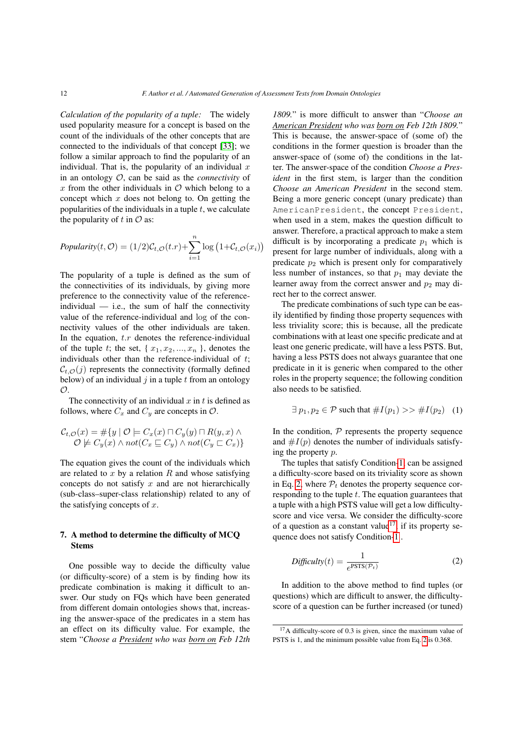*Calculation of the popularity of a tuple:* The widely used popularity measure for a concept is based on the count of the individuals of the other concepts that are connected to the individuals of that concept [33]; we follow a similar approach to find the popularity of an individual. That is, the popularity of an individual $x$ in an ontology $\mathcal{O}$, can be said as the *connectivity* of $x$ from the other individuals in $\mathcal{O}$ which belong to a concept which $x$ does not belong to. On getting the popularities of the individuals in a tuple $t$, we calculate the popularity of $t$ in $\mathcal{O}$ as:

$$\textit{Popularity}(t, \mathcal{O}) = (1/2)\mathcal{C}_{t,\mathcal{O}}(t.r) + \sum_{i=1}^{n} \log\left(1 + \mathcal{C}_{t,\mathcal{O}}(x_i)\right)$$

The popularity of a tuple is defined as the sum of the connectivities of its individuals, by giving more preference to the connectivity value of the reference-individual — i.e., the sum of half the connectivity value of the reference-individual and $\log$ of the connectivity values of the other individuals are taken. In the equation, $t.r$ denotes the reference-individual of the tuple $t$; the set, $\{ x_1, x_2, ..., x_n \}$, denotes the individuals other than the reference-individual of $t$; $\mathcal{C}_{t,\mathcal{O}}(j)$ represents the connectivity (formally defined below) of an individual $j$ in a tuple $t$ from an ontology $\mathcal{O}$.

The connectivity of an individual $x$ in $t$ is defined as follows, where $C_x$ and $C_y$ are concepts in $\mathcal{O}$.

$$\mathcal{C}_{t,\mathcal{O}}(x) = \#\{y \mid \mathcal{O} \models C_x(x) \sqcap C_y(y) \sqcap R(y, x) \land \mathcal{O} \not\models C_y(x) \land not(C_x \sqsubseteq C_y) \land not(C_y \sqsubset C_x)\}$$

The equation gives the count of the individuals which are related to $x$ by a relation $R$ and whose satisfying concepts do not satisfy $x$ and are not hierarchically (sub-class–super-class relationship) related to any of the satisfying concepts of $x$.

## 7. A method to determine the difficulty of MCQ Stems

One possible way to decide the difficulty value (or difficulty-score) of a stem is by finding how its predicate combination is making it difficult to answer. Our study on FQs which have been generated from different domain ontologies shows that, increasing the answer-space of the predicates in a stem has an effect on its difficulty value. For example, the stem "*Choose a <u>President</u> who was <u>born on</u> Feb 12th 1809.*" is more difficult to answer than "*Choose an <u>American President</u> who was <u>born on</u> Feb 12th 1809.*" This is because, the answer-space of (some of) the conditions in the former question is broader than the answer-space of (some of) the conditions in the latter. The answer-space of the condition *Choose a President* in the first stem, is larger than the condition *Choose an American President* in the second stem. Being a more generic concept (unary predicate) than `AmericanPresident`, the concept `President`, when used in a stem, makes the question difficult to answer. Therefore, a practical approach to make a stem difficult is by incorporating a predicate $p_1$ which is present for large number of individuals, along with a predicate $p_2$ which is present only for comparatively less number of instances, so that $p_1$ may deviate the learner away from the correct answer and $p_2$ may direct her to the correct answer.

The predicate combinations of such type can be easily identified by finding those property sequences with less triviality score; this is because, all the predicate combinations with at least one specific predicate and at least one generic predicate, will have a less PSTS. But, having a less PSTS does not always guarantee that one predicate in it is generic when compared to the other roles in the property sequence; the following condition also needs to be satisfied.

$$\exists\, p_1, p_2 \in \mathcal{P} \text{ such that } \#I(p_1) >> \#I(p_2) \quad (1)$$

In the condition, $\mathcal{P}$ represents the property sequence and $\#I(p)$ denotes the number of individuals satisfying the property $p$.

The tuples that satisfy Condition-1 can be assigned a difficulty-score based on its triviality score as shown in Eq. 2, where $\mathcal{P}_t$ denotes the property sequence corresponding to the tuple $t$. The equation guarantees that a tuple with a high PSTS value will get a low difficulty-score and vice versa. We consider the difficulty-score of a question as a constant value[17], if its property sequence does not satisfy Condition-1.

$$\textit{Difficulty}(t) = \frac{1}{e^{\text{PSTS}(\mathcal{P}_t)}} \quad (2)$$

In addition to the above method to find tuples (or questions) which are difficult to answer, the difficulty-score of a question can be further increased (or tuned)

[17] A difficulty-score of 0.3 is given, since the maximum value of PSTS is 1, and the minimum possible value from Eq. 2 is 0.368.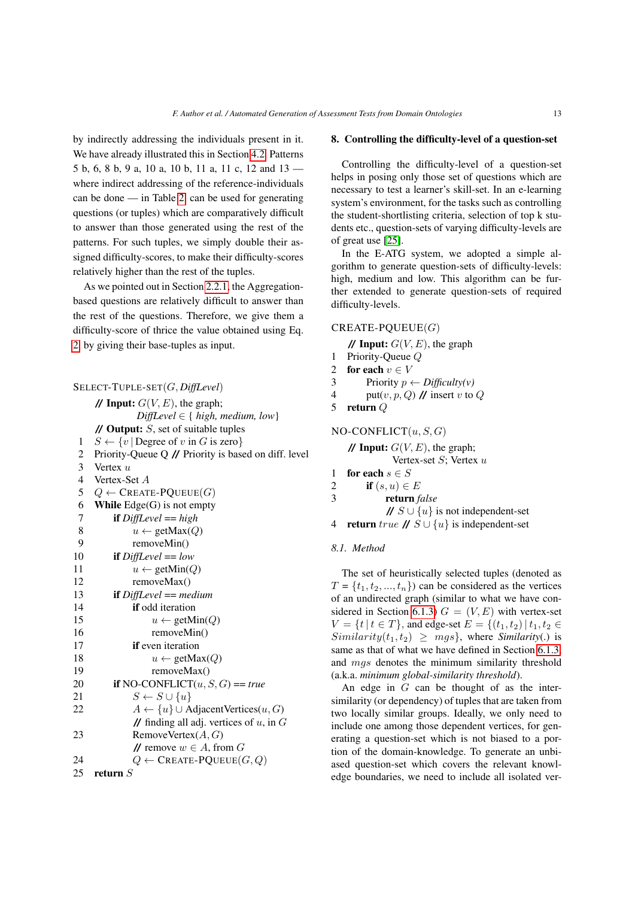by indirectly addressing the individuals present in it. We have already illustrated this in Section 4.2. Patterns 5 b, 6, 8 b, 9 a, 10 a, 10 b, 11 a, 11 c, 12 and 13 — where indirect addressing of the reference-individuals can be done — in Table 2 can be used for generating questions (or tuples) which are comparatively difficult to answer than those generated using the rest of the patterns. For such tuples, we simply double their assigned difficulty-scores, to make their difficulty-scores relatively higher than the rest of the tuples.

As we pointed out in Section 2.2.1, the Aggregation-based questions are relatively difficult to answer than the rest of the questions. Therefore, we give them a difficulty-score of thrice the value obtained using Eq. 2 by giving their base-tuples as input.

```
SELECT-TUPLE-SET(G, DiffLevel)
     // Input: G(V, E), the graph;
               DiffLevel ∈ { high, medium, low}
     // Output: S, set of suitable tuples
1    S ← {v | Degree of v in G is zero}
2    Priority-Queue Q // Priority is based on diff. level
3    Vertex u
4    Vertex-Set A
5    Q ← CREATE-PQUEUE(G)
6    While Edge(G) is not empty
7        if DiffLevel == high
8            u ← getMax(Q)
9            removeMin()
10       if DiffLevel == low
11           u ← getMin(Q)
12           removeMax()
13       if DiffLevel == medium
14           if odd iteration
15               u ← getMin(Q)
16               removeMin()
17           if even iteration
18               u ← getMax(Q)
19               removeMax()
20       if NO-CONFLICT(u, S, G) == true
21           S ← S ∪ {u}
22           A ← {u} ∪ AdjacentVertices(u, G)
             // finding all adj. vertices of u, in G
23           RemoveVertex(A, G)
             // remove w ∈ A, from G
24           Q ← CREATE-PQUEUE(G, Q)
25   return S
```

## 8. Controlling the difficulty-level of a question-set

Controlling the difficulty-level of a question-set helps in posing only those set of questions which are necessary to test a learner's skill-set. In an e-learning system's environment, for the tasks such as controlling the student-shortlisting criteria, selection of top k students etc., question-sets of varying difficulty-levels are of great use [25].

In the E-ATG system, we adopted a simple algorithm to generate question-sets of difficulty-levels: high, medium and low. This algorithm can be further extended to generate question-sets of required difficulty-levels.

```
CREATE-PQUEUE(G)
     // Input: G(V, E), the graph
1    Priority-Queue Q
2    for each v ∈ V
3        Priority p ← Difficulty(v)
4        put(v, p, Q) // insert v to Q
5    return Q
```

```
NO-CONFLICT(u, S, G)
     // Input: G(V, E), the graph;
               Vertex-set S; Vertex u
1    for each s ∈ S
2        if (s, u) ∈ E
3            return false
             // S ∪ {u} is not independent-set
4    return true // S ∪ {u} is independent-set
```

### 8.1. Method

The set of heuristically selected tuples (denoted as $T = \{t_1, t_2, ..., t_n\}$) can be considered as the vertices of an undirected graph (similar to what we have considered in Section 6.1.3) $G = (V, E)$ with vertex-set $V = \{t \,|\, t \in T\}$, and edge-set $E = \{(t_1, t_2) \,|\, t_1, t_2 \in Similarity(t_1, t_2) \geq mgs\}$, where *Similarity*(.) is same as that of what we have defined in Section 6.1.3 and $mgs$ denotes the minimum similarity threshold (a.k.a. *minimum global-similarity threshold*).

An edge in $G$ can be thought of as the inter-similarity (or dependency) of tuples that are taken from two locally similar groups. Ideally, we only need to include one among those dependent vertices, for generating a question-set which is not biased to a portion of the domain-knowledge. To generate an unbiased question-set which covers the relevant knowledge boundaries, we need to include all isolated ver-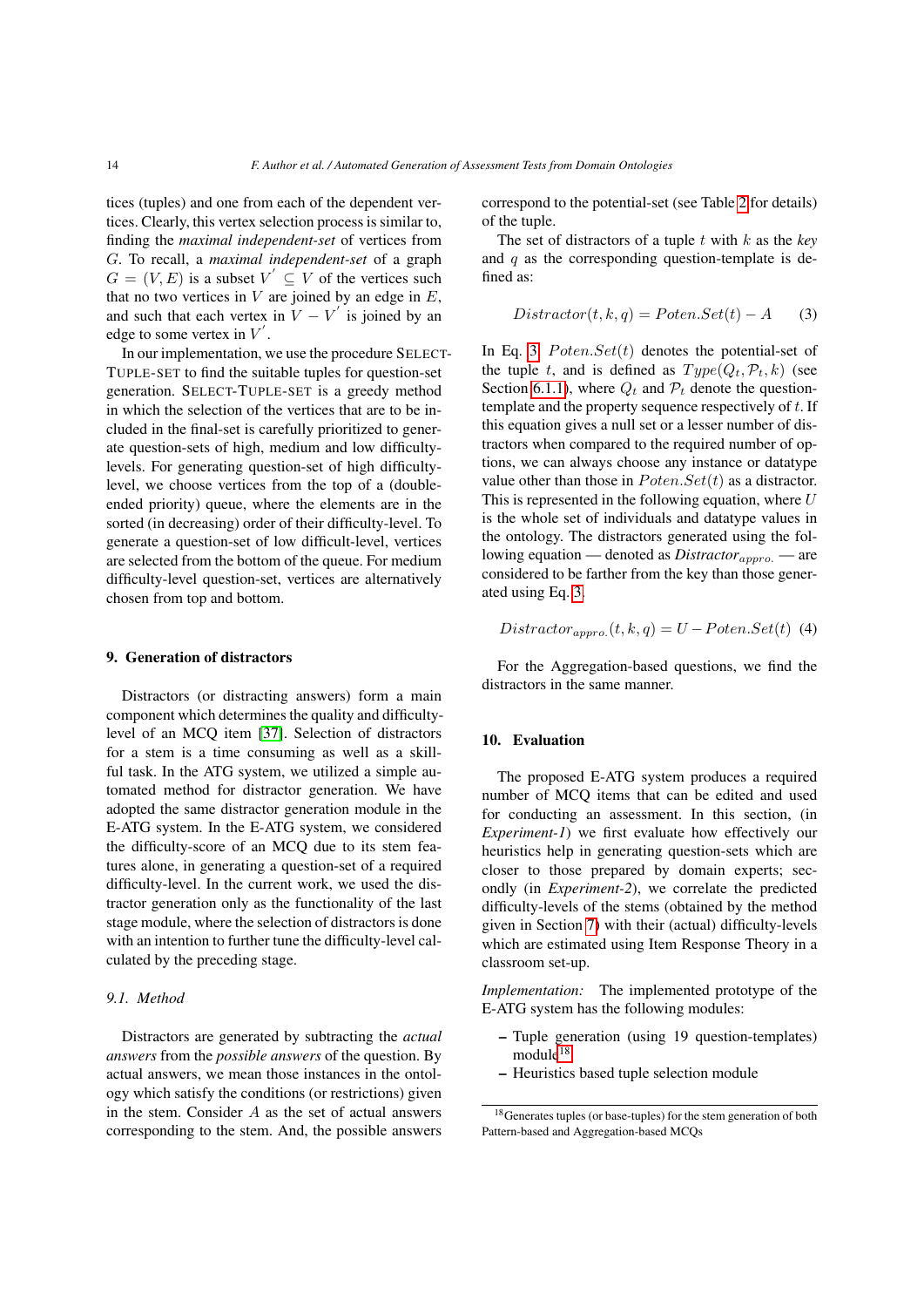tices (tuples) and one from each of the dependent vertices. Clearly, this vertex selection process is similar to, finding the *maximal independent-set* of vertices from $G$. To recall, a *maximal independent-set* of a graph $G = (V, E)$ is a subset $V^{'} \subseteq V$ of the vertices such that no two vertices in $V$ are joined by an edge in $E$, and such that each vertex in $V - V^{'}$ is joined by an edge to some vertex in $V^{'}$.

In our implementation, we use the procedure SELECT-TUPLE-SET to find the suitable tuples for question-set generation. SELECT-TUPLE-SET is a greedy method in which the selection of the vertices that are to be included in the final-set is carefully prioritized to generate question-sets of high, medium and low difficulty-levels. For generating question-set of high difficulty-level, we choose vertices from the top of a (double-ended priority) queue, where the elements are in the sorted (in decreasing) order of their difficulty-level. To generate a question-set of low difficult-level, vertices are selected from the bottom of the queue. For medium difficulty-level question-set, vertices are alternatively chosen from top and bottom.

## 9. Generation of distractors

Distractors (or distracting answers) form a main component which determines the quality and difficulty-level of an MCQ item [37]. Selection of distractors for a stem is a time consuming as well as a skillful task. In the ATG system, we utilized a simple automated method for distractor generation. We have adopted the same distractor generation module in the E-ATG system. In the E-ATG system, we considered the difficulty-score of an MCQ due to its stem features alone, in generating a question-set of a required difficulty-level. In the current work, we used the distractor generation only as the functionality of the last stage module, where the selection of distractors is done with an intention to further tune the difficulty-level calculated by the preceding stage.

### 9.1. Method

Distractors are generated by subtracting the *actual answers* from the *possible answers* of the question. By actual answers, we mean those instances in the ontology which satisfy the conditions (or restrictions) given in the stem. Consider $A$ as the set of actual answers corresponding to the stem. And, the possible answers correspond to the potential-set (see Table 2 for details) of the tuple.

The set of distractors of a tuple $t$ with $k$ as the *key* and $q$ as the corresponding question-template is defined as:

$$Distractor(t, k, q) = Poten.Set(t) - A \qquad (3)$$

In Eq. 3 $Poten.Set(t)$ denotes the potential-set of the tuple $t$, and is defined as $Type(Q_t, \mathcal{P}_t, k)$ (see Section 6.1.1), where $Q_t$ and $\mathcal{P}_t$ denote the question-template and the property sequence respectively of $t$. If this equation gives a null set or a lesser number of distractors when compared to the required number of options, we can always choose any instance or datatype value other than those in $Poten.Set(t)$ as a distractor. This is represented in the following equation, where $U$ is the whole set of individuals and datatype values in the ontology. The distractors generated using the following equation — denoted as *Distractor*$_{appro.}$ — are considered to be farther from the key than those generated using Eq. 3.

$$Distractor_{appro.}(t, k, q) = U - Poten.Set(t) \quad (4)$$

For the Aggregation-based questions, we find the distractors in the same manner.

## 10. Evaluation

The proposed E-ATG system produces a required number of MCQ items that can be edited and used for conducting an assessment. In this section, (in *Experiment-1*) we first evaluate how effectively our heuristics help in generating question-sets which are closer to those prepared by domain experts; secondly (in *Experiment-2*), we correlate the predicted difficulty-levels of the stems (obtained by the method given in Section 7) with their (actual) difficulty-levels which are estimated using Item Response Theory in a classroom set-up.

*Implementation:* The implemented prototype of the E-ATG system has the following modules:

- Tuple generation (using 19 question-templates) module[18]
- Heuristics based tuple selection module

[18] Generates tuples (or base-tuples) for the stem generation of both Pattern-based and Aggregation-based MCQs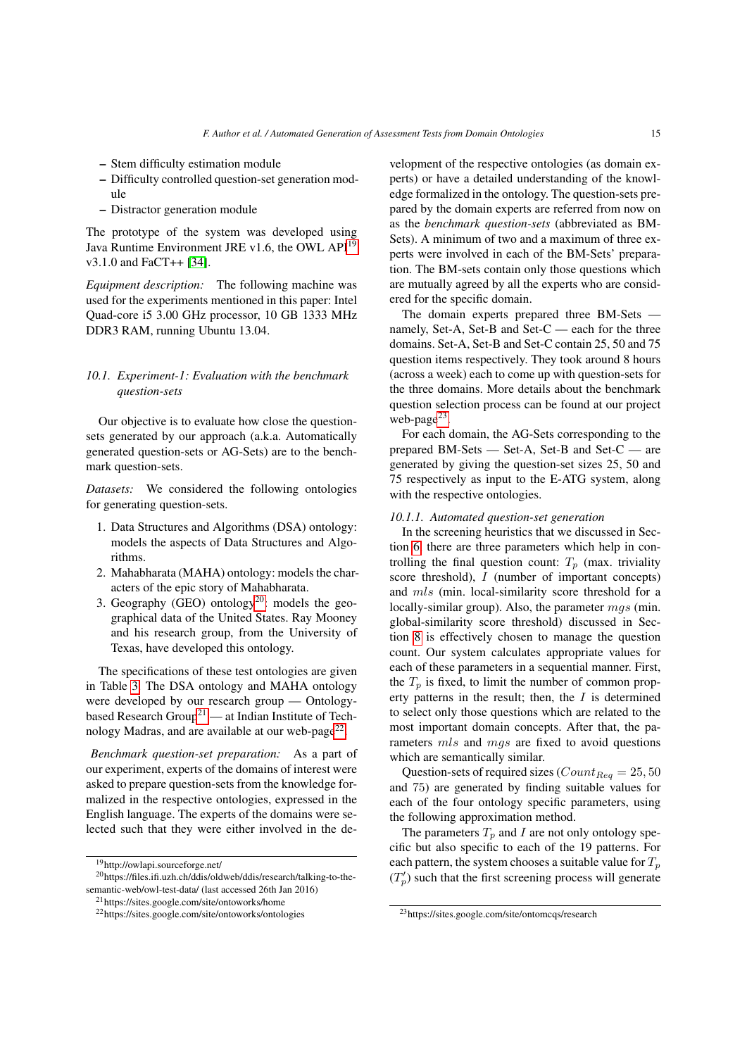- Stem difficulty estimation module
- Difficulty controlled question-set generation module
- Distractor generation module

The prototype of the system was developed using Java Runtime Environment JRE v1.6, the OWL API[19] v3.1.0 and FaCT++ [34].

*Equipment description:* The following machine was used for the experiments mentioned in this paper: Intel Quad-core i5 3.00 GHz processor, 10 GB 1333 MHz DDR3 RAM, running Ubuntu 13.04.

### 10.1. Experiment-1: Evaluation with the benchmark question-sets

Our objective is to evaluate how close the question-sets generated by our approach (a.k.a. Automatically generated question-sets or AG-Sets) are to the benchmark question-sets.

*Datasets:* We considered the following ontologies for generating question-sets.

1. Data Structures and Algorithms (DSA) ontology: models the aspects of Data Structures and Algorithms.
2. Mahabharata (MAHA) ontology: models the characters of the epic story of Mahabharata.
3. Geography (GEO) ontology[20]: models the geographical data of the United States. Ray Mooney and his research group, from the University of Texas, have developed this ontology.

The specifications of these test ontologies are given in Table 3. The DSA ontology and MAHA ontology were developed by our research group — Ontology-based Research Group[21] — at Indian Institute of Technology Madras, and are available at our web-page[22].

*Benchmark question-set preparation:* As a part of our experiment, experts of the domains of interest were asked to prepare question-sets from the knowledge formalized in the respective ontologies, expressed in the English language. The experts of the domains were selected such that they were either involved in the development of the respective ontologies (as domain experts) or have a detailed understanding of the knowledge formalized in the ontology. The question-sets prepared by the domain experts are referred from now on as the *benchmark question-sets* (abbreviated as BM-Sets). A minimum of two and a maximum of three experts were involved in each of the BM-Sets' preparation. The BM-sets contain only those questions which are mutually agreed by all the experts who are considered for the specific domain.

The domain experts prepared three BM-Sets — namely, Set-A, Set-B and Set-C — each for the three domains. Set-A, Set-B and Set-C contain 25, 50 and 75 question items respectively. They took around 8 hours (across a week) each to come up with question-sets for the three domains. More details about the benchmark question selection process can be found at our project web-page[23].

For each domain, the AG-Sets corresponding to the prepared BM-Sets — Set-A, Set-B and Set-C — are generated by giving the question-set sizes 25, 50 and 75 respectively as input to the E-ATG system, along with the respective ontologies.

#### 10.1.1. Automated question-set generation

In the screening heuristics that we discussed in Section 6, there are three parameters which help in controlling the final question count: $T_p$ (max. triviality score threshold), $I$ (number of important concepts) and $mls$ (min. local-similarity score threshold for a locally-similar group). Also, the parameter $mgs$ (min. global-similarity score threshold) discussed in Section 8 is effectively chosen to manage the question count. Our system calculates appropriate values for each of these parameters in a sequential manner. First, the $T_p$ is fixed, to limit the number of common property patterns in the result; then, the $I$ is determined to select only those questions which are related to the most important domain concepts. After that, the parameters $mls$ and $mgs$ are fixed to avoid questions which are semantically similar.

Question-sets of required sizes ($Count_{Req} = 25, 50$ and $75$) are generated by finding suitable values for each of the four ontology specific parameters, using the following approximation method.

The parameters $T_p$ and $I$ are not only ontology specific but also specific to each of the 19 patterns. For each pattern, the system chooses a suitable value for $T_p$ ($T_p'$) such that the first screening process will generate

[19] http://owlapi.sourceforge.net/

[20] https://files.ifi.uzh.ch/ddis/oldweb/ddis/research/talking-to-the-semantic-web/owl-test-data/ (last accessed 26th Jan 2016)

[21] https://sites.google.com/site/ontoworks/home

[22] https://sites.google.com/site/ontoworks/ontologies

[23] https://sites.google.com/site/ontomcqs/research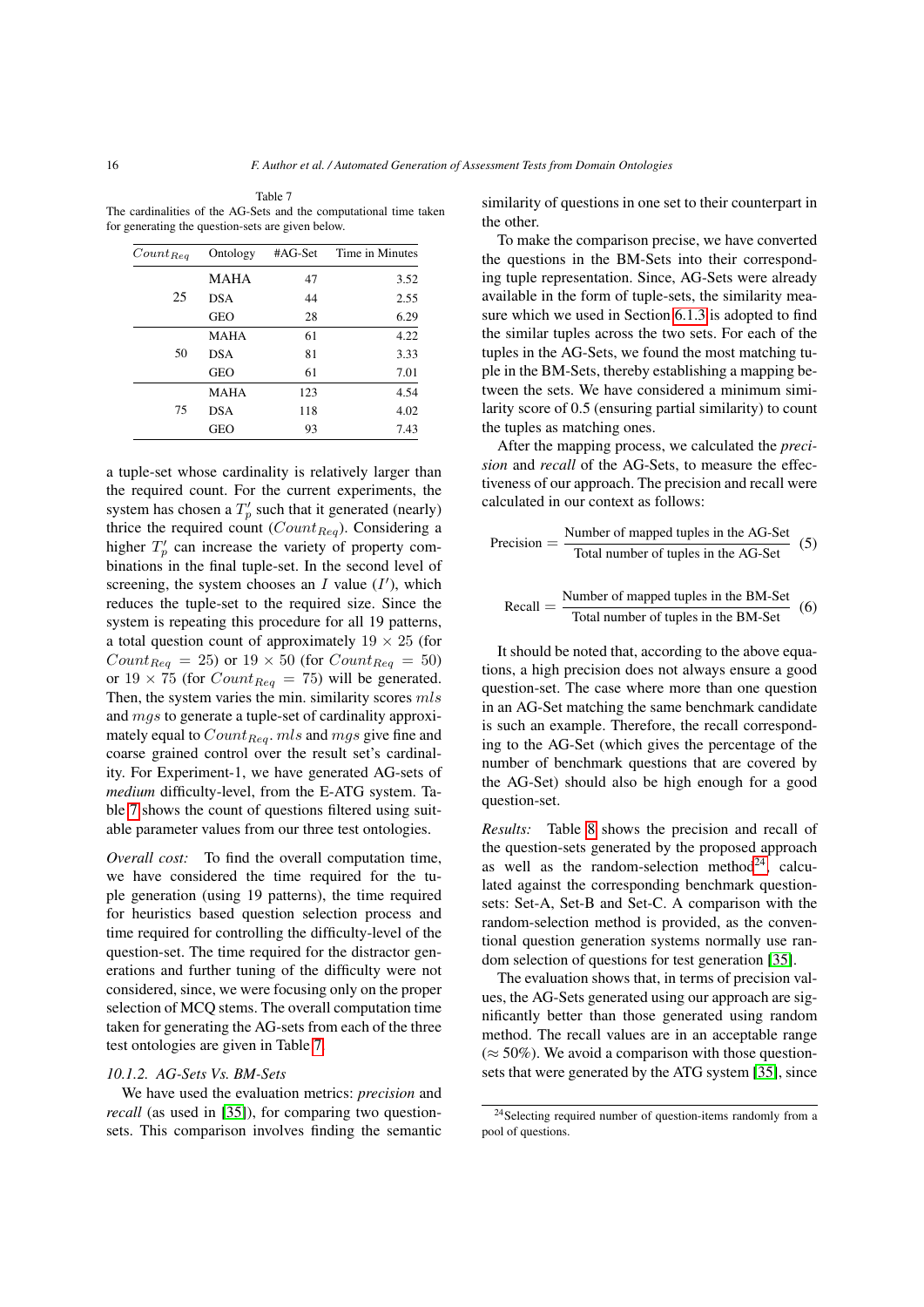Table 7
The cardinalities of the AG-Sets and the computational time taken for generating the question-sets are given below.

| $Count_{Req}$ | Ontology | #AG-Set | Time in Minutes |
|---|---|---|---|
| 25 | MAHA | 47 | 3.52 |
| | DSA | 44 | 2.55 |
| | GEO | 28 | 6.29 |
| 50 | MAHA | 61 | 4.22 |
| | DSA | 81 | 3.33 |
| | GEO | 61 | 7.01 |
| 75 | MAHA | 123 | 4.54 |
| | DSA | 118 | 4.02 |
| | GEO | 93 | 7.43 |

a tuple-set whose cardinality is relatively larger than the required count. For the current experiments, the system has chosen a $T'_p$ such that it generated (nearly) thrice the required count ($Count_{Req}$). Considering a higher $T'_p$ can increase the variety of property combinations in the final tuple-set. In the second level of screening, the system chooses an $I$ value ($I'$), which reduces the tuple-set to the required size. Since the system is repeating this procedure for all 19 patterns, a total question count of approximately $19 \times 25$ (for $Count_{Req} = 25$) or $19 \times 50$ (for $Count_{Req} = 50$) or $19 \times 75$ (for $Count_{Req} = 75$) will be generated. Then, the system varies the min. similarity scores $mls$ and $mgs$ to generate a tuple-set of cardinality approximately equal to $Count_{Req}$. $mls$ and $mgs$ give fine and coarse grained control over the result set's cardinality. For Experiment-1, we have generated AG-sets of *medium* difficulty-level, from the E-ATG system. Table 7 shows the count of questions filtered using suitable parameter values from our three test ontologies.

*Overall cost:* To find the overall computation time, we have considered the time required for the tuple generation (using 19 patterns), the time required for heuristics based question selection process and time required for controlling the difficulty-level of the question-set. The time required for the distractor generations and further tuning of the difficulty were not considered, since, we were focusing only on the proper selection of MCQ stems. The overall computation time taken for generating the AG-sets from each of the three test ontologies are given in Table 7.

### 10.1.2. AG-Sets Vs. BM-Sets

We have used the evaluation metrics: *precision* and *recall* (as used in [35]), for comparing two question-sets. This comparison involves finding the semantic similarity of questions in one set to their counterpart in the other.

To make the comparison precise, we have converted the questions in the BM-Sets into their corresponding tuple representation. Since, AG-Sets were already available in the form of tuple-sets, the similarity measure which we used in Section 6.1.3 is adopted to find the similar tuples across the two sets. For each of the tuples in the AG-Sets, we found the most matching tuple in the BM-Sets, thereby establishing a mapping between the sets. We have considered a minimum similarity score of 0.5 (ensuring partial similarity) to count the tuples as matching ones.

After the mapping process, we calculated the *precision* and *recall* of the AG-Sets, to measure the effectiveness of our approach. The precision and recall were calculated in our context as follows:

$$\text{Precision} = \frac{\text{Number of mapped tuples in the AG-Set}}{\text{Total number of tuples in the AG-Set}} \quad (5)$$

$$\text{Recall} = \frac{\text{Number of mapped tuples in the BM-Set}}{\text{Total number of tuples in the BM-Set}} \quad (6)$$

It should be noted that, according to the above equations, a high precision does not always ensure a good question-set. The case where more than one question in an AG-Set matching the same benchmark candidate is such an example. Therefore, the recall corresponding to the AG-Set (which gives the percentage of the number of benchmark questions that are covered by the AG-Set) should also be high enough for a good question-set.

*Results:* Table 8 shows the precision and recall of the question-sets generated by the proposed approach as well as the random-selection method[24], calculated against the corresponding benchmark question-sets: Set-A, Set-B and Set-C. A comparison with the random-selection method is provided, as the conventional question generation systems normally use random selection of questions for test generation [35].

The evaluation shows that, in terms of precision values, the AG-Sets generated using our approach are significantly better than those generated using random method. The recall values are in an acceptable range ($\approx 50\%$). We avoid a comparison with those question-sets that were generated by the ATG system [35], since

[24] Selecting required number of question-items randomly from a pool of questions.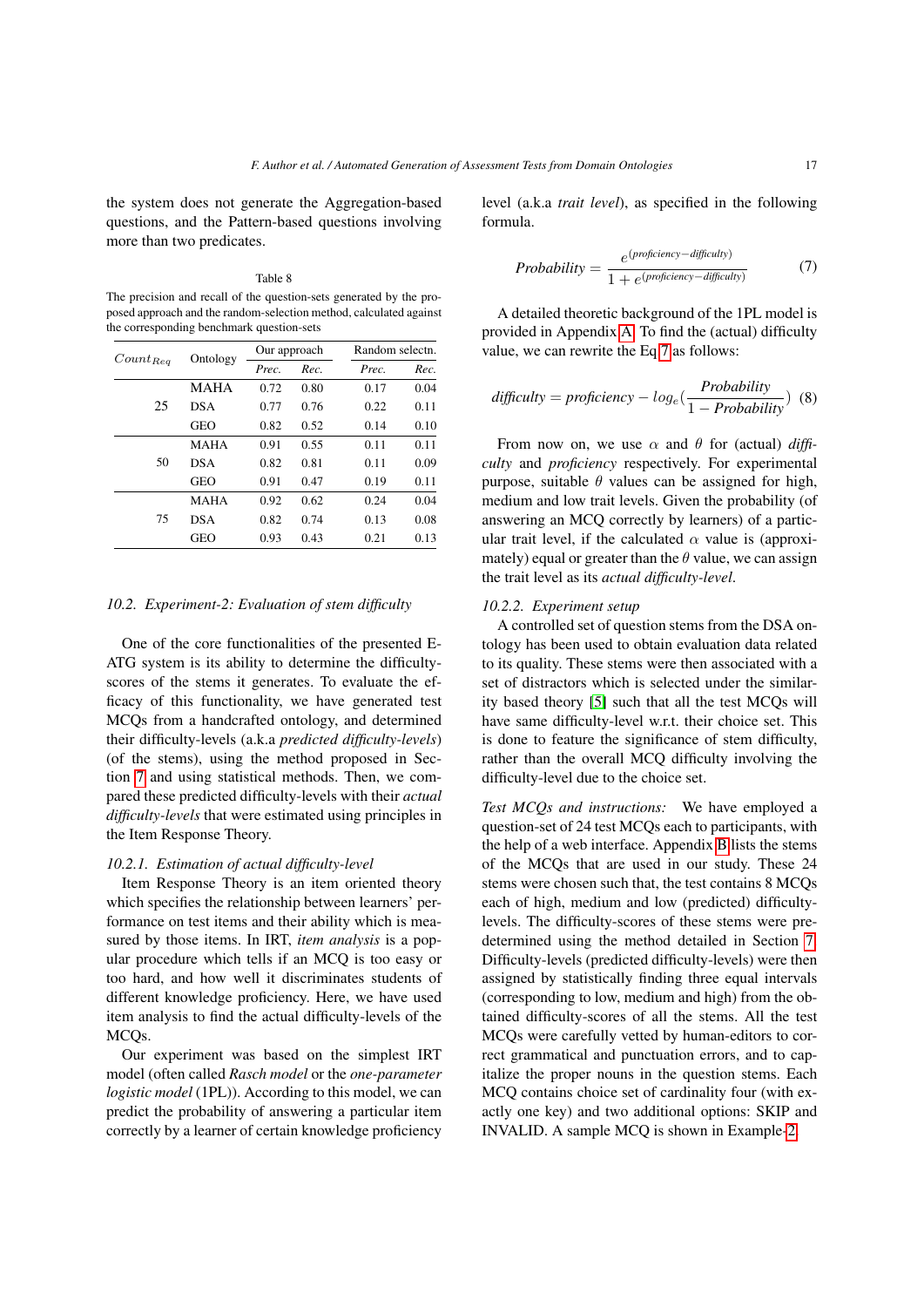the system does not generate the Aggregation-based questions, and the Pattern-based questions involving more than two predicates.

Table 8

The precision and recall of the question-sets generated by the proposed approach and the random-selection method, calculated against the corresponding benchmark question-sets

| $Count_{Req}$ | Ontology | Our approach | | Random selectn. | |
|---|---|---|---|---|---|
| | | *Prec.* | *Rec.* | *Prec.* | *Rec.* |
| 25 | MAHA | 0.72 | 0.80 | 0.17 | 0.04 |
| | DSA | 0.77 | 0.76 | 0.22 | 0.11 |
| | GEO | 0.82 | 0.52 | 0.14 | 0.10 |
| 50 | MAHA | 0.91 | 0.55 | 0.11 | 0.11 |
| | DSA | 0.82 | 0.81 | 0.11 | 0.09 |
| | GEO | 0.91 | 0.47 | 0.19 | 0.11 |
| 75 | MAHA | 0.92 | 0.62 | 0.24 | 0.04 |
| | DSA | 0.82 | 0.74 | 0.13 | 0.08 |
| | GEO | 0.93 | 0.43 | 0.21 | 0.13 |

### 10.2. Experiment-2: Evaluation of stem difficulty

One of the core functionalities of the presented E-ATG system is its ability to determine the difficulty-scores of the stems it generates. To evaluate the efficacy of this functionality, we have generated test MCQs from a handcrafted ontology, and determined their difficulty-levels (a.k.a *predicted difficulty-levels*) (of the stems), using the method proposed in Section 7 and using statistical methods. Then, we compared these predicted difficulty-levels with their *actual difficulty-levels* that were estimated using principles in the Item Response Theory.

#### 10.2.1. Estimation of actual difficulty-level

Item Response Theory is an item oriented theory which specifies the relationship between learners' performance on test items and their ability which is measured by those items. In IRT, *item analysis* is a popular procedure which tells if an MCQ is too easy or too hard, and how well it discriminates students of different knowledge proficiency. Here, we have used item analysis to find the actual difficulty-levels of the MCQs.

Our experiment was based on the simplest IRT model (often called *Rasch model* or the *one-parameter logistic model* (1PL)). According to this model, we can predict the probability of answering a particular item correctly by a learner of certain knowledge proficiency level (a.k.a *trait level*), as specified in the following formula.

$$Probability = \frac{e^{(proficiency - difficulty)}}{1 + e^{(proficiency - difficulty)}} \quad (7)$$

A detailed theoretic background of the 1PL model is provided in Appendix A. To find the (actual) difficulty value, we can rewrite the Eq 7 as follows:

$$difficulty = proficiency - log_e\left(\frac{Probability}{1 - Probability}\right) \quad (8)$$

From now on, we use $\alpha$ and $\theta$ for (actual) *difficulty* and *proficiency* respectively. For experimental purpose, suitable $\theta$ values can be assigned for high, medium and low trait levels. Given the probability (of answering an MCQ correctly by learners) of a particular trait level, if the calculated $\alpha$ value is (approximately) equal or greater than the $\theta$ value, we can assign the trait level as its *actual difficulty-level*.

#### 10.2.2. Experiment setup

A controlled set of question stems from the DSA ontology has been used to obtain evaluation data related to its quality. These stems were then associated with a set of distractors which is selected under the similarity based theory [5] such that all the test MCQs will have same difficulty-level w.r.t. their choice set. This is done to feature the significance of stem difficulty, rather than the overall MCQ difficulty involving the difficulty-level due to the choice set.

*Test MCQs and instructions:* We have employed a question-set of 24 test MCQs each to participants, with the help of a web interface. Appendix B lists the stems of the MCQs that are used in our study. These 24 stems were chosen such that, the test contains 8 MCQs each of high, medium and low (predicted) difficulty-levels. The difficulty-scores of these stems were predetermined using the method detailed in Section 7. Difficulty-levels (predicted difficulty-levels) were then assigned by statistically finding three equal intervals (corresponding to low, medium and high) from the obtained difficulty-scores of all the stems. All the test MCQs were carefully vetted by human-editors to correct grammatical and punctuation errors, and to capitalize the proper nouns in the question stems. Each MCQ contains choice set of cardinality four (with exactly one key) and two additional options: SKIP and INVALID. A sample MCQ is shown in Example-2.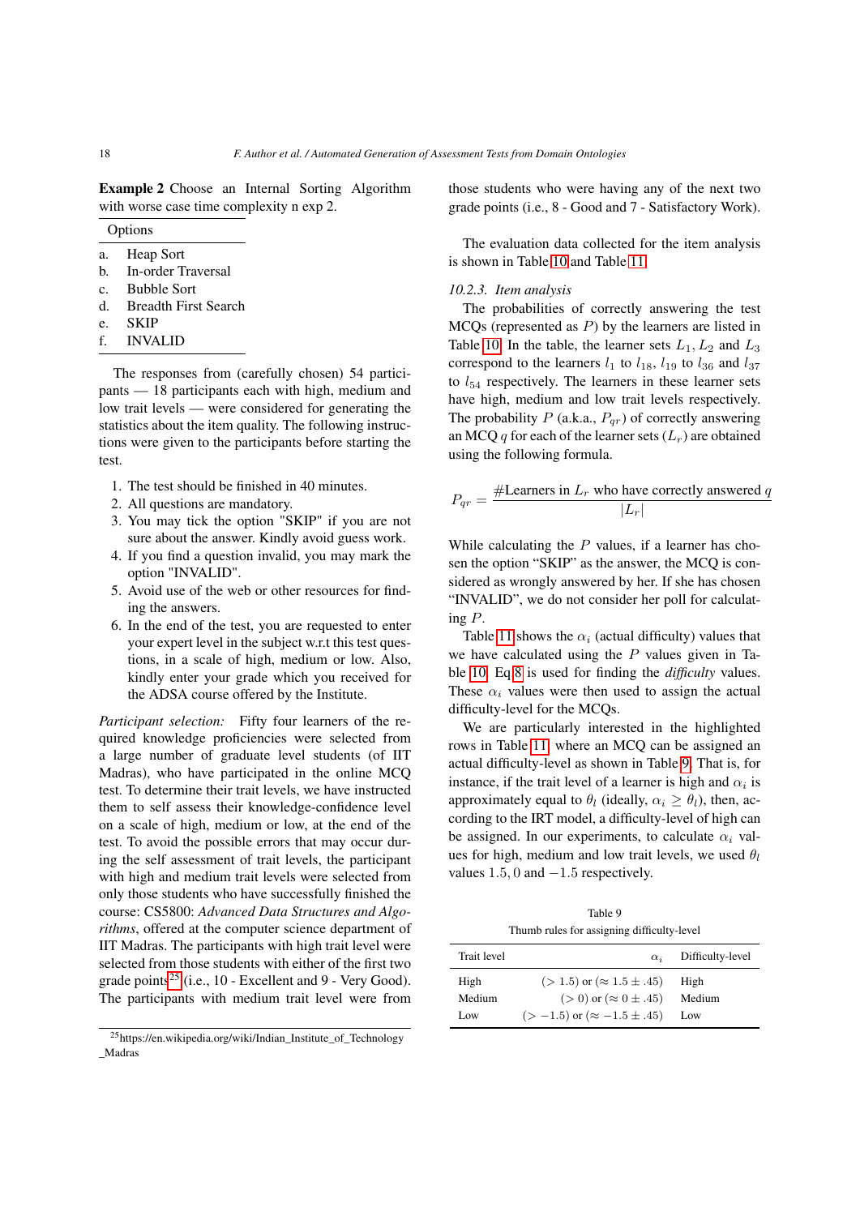**Example 2** Choose an Internal Sorting Algorithm with worse case time complexity n exp 2.

| Options | |
|---|---|
| a. | Heap Sort |
| b. | In-order Traversal |
| c. | Bubble Sort |
| d. | Breadth First Search |
| e. | SKIP |
| f. | INVALID |

The responses from (carefully chosen) 54 participants — 18 participants each with high, medium and low trait levels — were considered for generating the statistics about the item quality. The following instructions were given to the participants before starting the test.

1. The test should be finished in 40 minutes.
2. All questions are mandatory.
3. You may tick the option "SKIP" if you are not sure about the answer. Kindly avoid guess work.
4. If you find a question invalid, you may mark the option "INVALID".
5. Avoid use of the web or other resources for finding the answers.
6. In the end of the test, you are requested to enter your expert level in the subject w.r.t this test questions, in a scale of high, medium or low. Also, kindly enter your grade which you received for the ADSA course offered by the Institute.

*Participant selection:* Fifty four learners of the required knowledge proficiencies were selected from a large number of graduate level students (of IIT Madras), who have participated in the online MCQ test. To determine their trait levels, we have instructed them to self assess their knowledge-confidence level on a scale of high, medium or low, at the end of the test. To avoid the possible errors that may occur during the self assessment of trait levels, the participant with high and medium trait levels were selected from only those students who have successfully finished the course: CS5800: *Advanced Data Structures and Algorithms*, offered at the computer science department of IIT Madras. The participants with high trait level were selected from those students with either of the first two grade points[25] (i.e., 10 - Excellent and 9 - Very Good). The participants with medium trait level were from those students who were having any of the next two grade points (i.e., 8 - Good and 7 - Satisfactory Work).

[25] https://en.wikipedia.org/wiki/Indian_Institute_of_Technology_Madras

The evaluation data collected for the item analysis is shown in Table 10 and Table 11.

### 10.2.3. Item analysis

The probabilities of correctly answering the test MCQs (represented as $P$) by the learners are listed in Table 10. In the table, the learner sets $L_1, L_2$ and $L_3$ correspond to the learners $l_1$ to $l_{18}$, $l_{19}$ to $l_{36}$ and $l_{37}$ to $l_{54}$ respectively. The learners in these learner sets have high, medium and low trait levels respectively. The probability $P$ (a.k.a., $P_{qr}$) of correctly answering an MCQ $q$ for each of the learner sets ($L_r$) are obtained using the following formula.

$$P_{qr} = \frac{\#\text{Learners in } L_r \text{ who have correctly answered } q}{|L_r|}$$

While calculating the $P$ values, if a learner has chosen the option "SKIP" as the answer, the MCQ is considered as wrongly answered by her. If she has chosen "INVALID", we do not consider her poll for calculating $P$.

Table 11 shows the $\alpha_i$ (actual difficulty) values that we have calculated using the $P$ values given in Table 10. Eq.8 is used for finding the *difficulty* values. These $\alpha_i$ values were then used to assign the actual difficulty-level for the MCQs.

We are particularly interested in the highlighted rows in Table 11, where an MCQ can be assigned an actual difficulty-level as shown in Table 9. That is, for instance, if the trait level of a learner is high and $\alpha_i$ is approximately equal to $\theta_l$ (ideally, $\alpha_i \geq \theta_l$), then, according to the IRT model, a difficulty-level of high can be assigned. In our experiments, to calculate $\alpha_i$ values for high, medium and low trait levels, we used $\theta_l$ values $1.5, 0$ and $-1.5$ respectively.

Table 9
Thumb rules for assigning difficulty-level

| Trait level | $\alpha_i$ | Difficulty-level |
|---|---|---|
| High | $(> 1.5)$ or $(\approx 1.5 \pm .45)$ | High |
| Medium | $(> 0)$ or $(\approx 0 \pm .45)$ | Medium |
| Low | $(> -1.5)$ or $(\approx -1.5 \pm .45)$ | Low |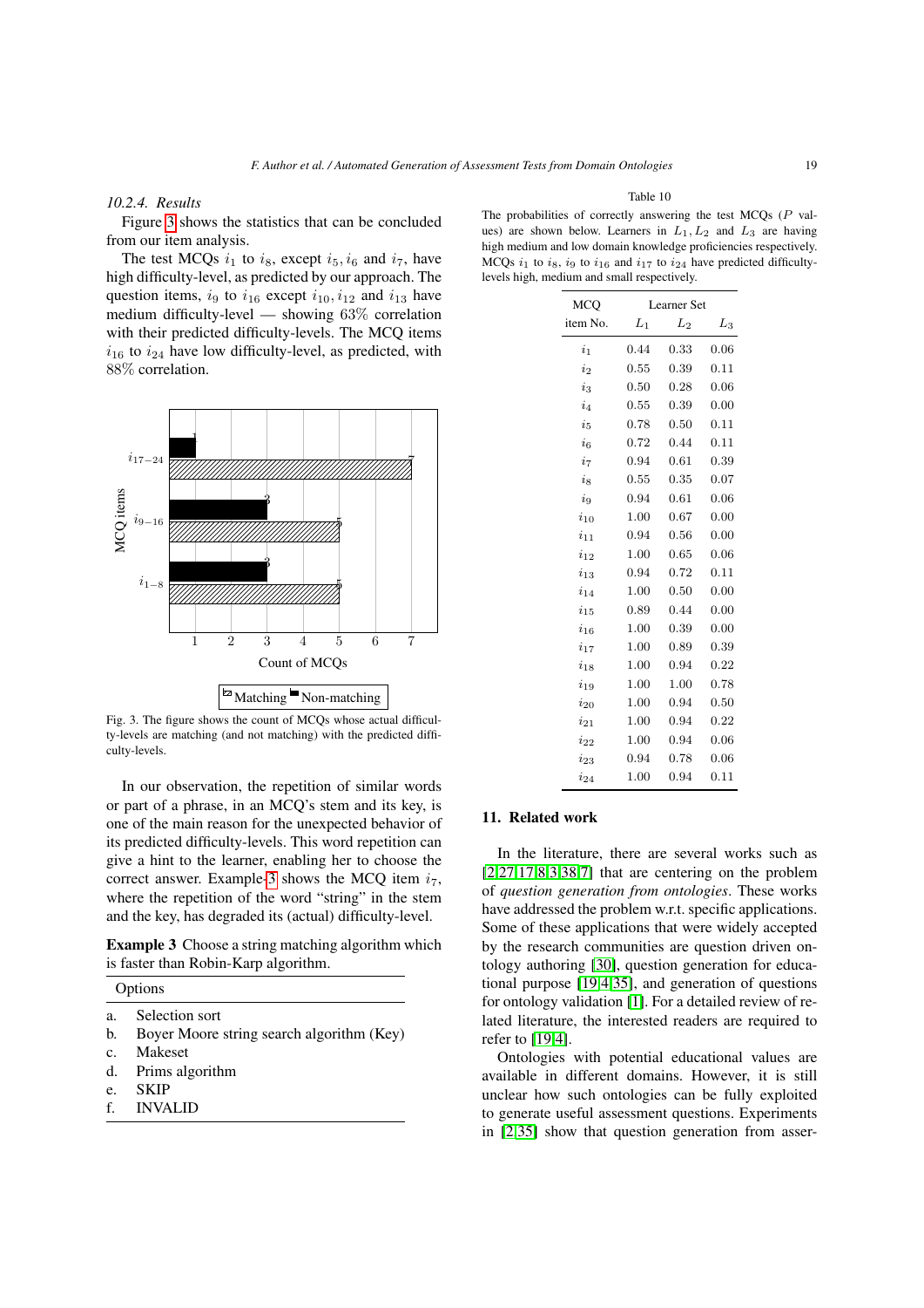#### 10.2.4. Results

Figure 3 shows the statistics that can be concluded from our item analysis.

The test MCQs $i_1$ to $i_8$, except $i_5, i_6$ and $i_7$, have high difficulty-level, as predicted by our approach. The question items, $i_9$ to $i_{16}$ except $i_{10}, i_{12}$ and $i_{13}$ have medium difficulty-level — showing 63% correlation with their predicted difficulty-levels. The MCQ items $i_{16}$ to $i_{24}$ have low difficulty-level, as predicted, with 88% correlation.

| MCQ items | Matching | Non-matching |
|---|---|---|
| $i_{17-24}$ | 7 | 1 |
| $i_{9-16}$ | 5 | 3 |
| $i_{1-8}$ | 5 | 3 |

Fig. 3. The figure shows the count of MCQs whose actual difficulty-levels are matching (and not matching) with the predicted difficulty-levels.

In our observation, the repetition of similar words or part of a phrase, in an MCQ's stem and its key, is one of the main reason for the unexpected behavior of its predicted difficulty-levels. This word repetition can give a hint to the learner, enabling her to choose the correct answer. Example 3 shows the MCQ item $i_7$, where the repetition of the word "string" in the stem and the key, has degraded its (actual) difficulty-level.

**Example 3** Choose a string matching algorithm which is faster than Robin-Karp algorithm.

| | Options |
|---|---|
| a. | Selection sort |
| b. | Boyer Moore string search algorithm (Key) |
| c. | Makeset |
| d. | Prims algorithm |
| e. | SKIP |
| f. | INVALID |

Table 10

The probabilities of correctly answering the test MCQs ($P$ values) are shown below. Learners in $L_1, L_2$ and $L_3$ are having high medium and low domain knowledge proficiencies respectively. MCQs $i_1$ to $i_8$, $i_9$ to $i_{16}$ and $i_{17}$ to $i_{24}$ have predicted difficulty-levels high, medium and small respectively.

| MCQ | Learner Set | | |
|---|---|---|---|
| item No. | $L_1$ | $L_2$ | $L_3$ |
| $i_1$ | 0.44 | 0.33 | 0.06 |
| $i_2$ | 0.55 | 0.39 | 0.11 |
| $i_3$ | 0.50 | 0.28 | 0.06 |
| $i_4$ | 0.55 | 0.39 | 0.00 |
| $i_5$ | 0.78 | 0.50 | 0.11 |
| $i_6$ | 0.72 | 0.44 | 0.11 |
| $i_7$ | 0.94 | 0.61 | 0.39 |
| $i_8$ | 0.55 | 0.35 | 0.07 |
| $i_9$ | 0.94 | 0.61 | 0.06 |
| $i_{10}$ | 1.00 | 0.67 | 0.00 |
| $i_{11}$ | 0.94 | 0.56 | 0.00 |
| $i_{12}$ | 1.00 | 0.65 | 0.06 |
| $i_{13}$ | 0.94 | 0.72 | 0.11 |
| $i_{14}$ | 1.00 | 0.50 | 0.00 |
| $i_{15}$ | 0.89 | 0.44 | 0.00 |
| $i_{16}$ | 1.00 | 0.39 | 0.00 |
| $i_{17}$ | 1.00 | 0.89 | 0.39 |
| $i_{18}$ | 1.00 | 0.94 | 0.22 |
| $i_{19}$ | 1.00 | 1.00 | 0.78 |
| $i_{20}$ | 1.00 | 0.94 | 0.50 |
| $i_{21}$ | 1.00 | 0.94 | 0.22 |
| $i_{22}$ | 1.00 | 0.94 | 0.06 |
| $i_{23}$ | 0.94 | 0.78 | 0.06 |
| $i_{24}$ | 1.00 | 0.94 | 0.11 |

## 11. Related work

In the literature, there are several works such as [2,27,17,8,3,38,7] that are centering on the problem of *question generation from ontologies*. These works have addressed the problem w.r.t. specific applications. Some of these applications that were widely accepted by the research communities are question driven ontology authoring [30], question generation for educational purpose [19,4,35], and generation of questions for ontology validation [1]. For a detailed review of related literature, the interested readers are required to refer to [19,4].

Ontologies with potential educational values are available in different domains. However, it is still unclear how such ontologies can be fully exploited to generate useful assessment questions. Experiments in [2,35] show that question generation from asser-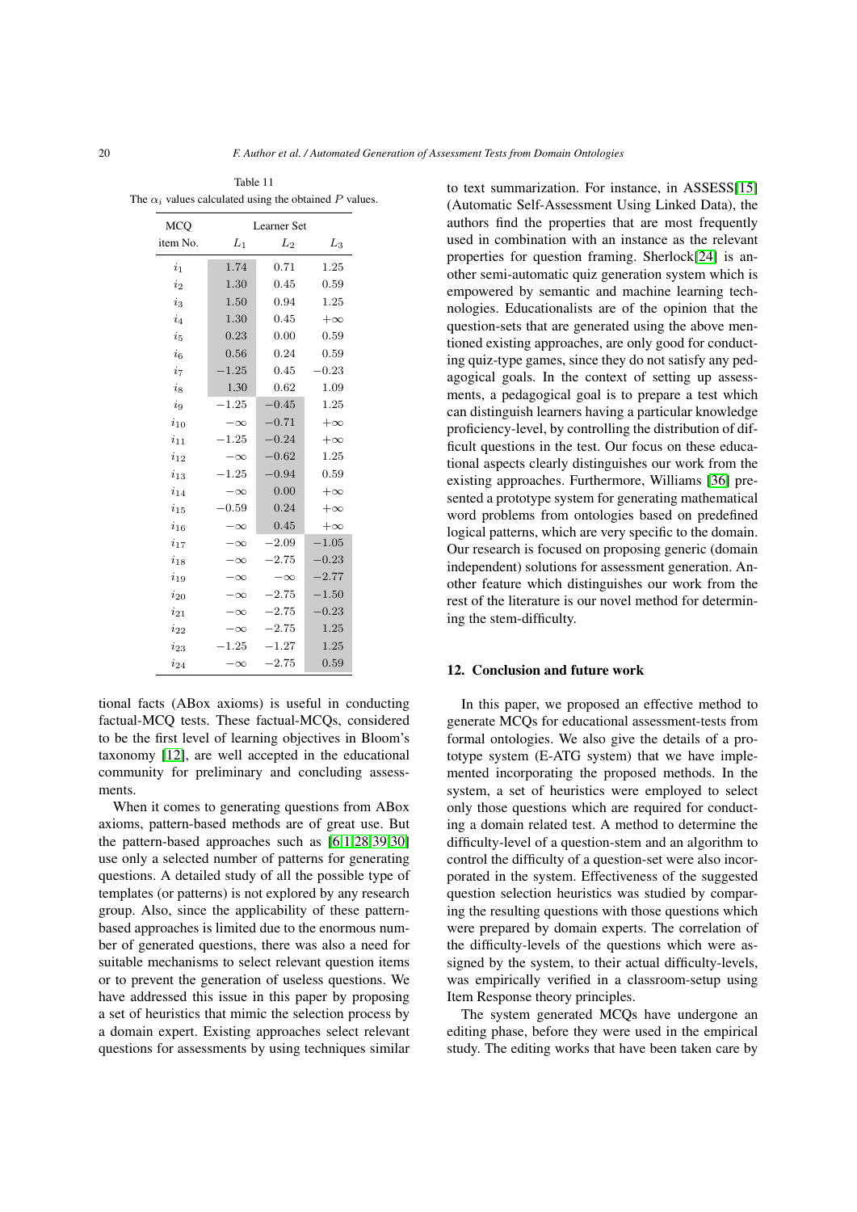Table 11
The $\alpha_i$ values calculated using the obtained $P$ values.

| MCQ item No. | Learner Set $L_1$ | $L_2$ | $L_3$ |
|---|---|---|---|
| $i_1$ | 1.74 | 0.71 | 1.25 |
| $i_2$ | 1.30 | 0.45 | 0.59 |
| $i_3$ | 1.50 | 0.94 | 1.25 |
| $i_4$ | 1.30 | 0.45 | $+\infty$ |
| $i_5$ | 0.23 | 0.00 | 0.59 |
| $i_6$ | 0.56 | 0.24 | 0.59 |
| $i_7$ | $-1.25$ | 0.45 | $-0.23$ |
| $i_8$ | 1.30 | 0.62 | 1.09 |
| $i_9$ | $-1.25$ | $-0.45$ | 1.25 |
| $i_{10}$ | $-\infty$ | $-0.71$ | $+\infty$ |
| $i_{11}$ | $-1.25$ | $-0.24$ | $+\infty$ |
| $i_{12}$ | $-\infty$ | $-0.62$ | 1.25 |
| $i_{13}$ | $-1.25$ | $-0.94$ | 0.59 |
| $i_{14}$ | $-\infty$ | 0.00 | $+\infty$ |
| $i_{15}$ | $-0.59$ | 0.24 | $+\infty$ |
| $i_{16}$ | $-\infty$ | 0.45 | $+\infty$ |
| $i_{17}$ | $-\infty$ | $-2.09$ | $-1.05$ |
| $i_{18}$ | $-\infty$ | $-2.75$ | $-0.23$ |
| $i_{19}$ | $-\infty$ | $-\infty$ | $-2.77$ |
| $i_{20}$ | $-\infty$ | $-2.75$ | $-1.50$ |
| $i_{21}$ | $-\infty$ | $-2.75$ | $-0.23$ |
| $i_{22}$ | $-\infty$ | $-2.75$ | 1.25 |
| $i_{23}$ | $-1.25$ | $-1.27$ | 1.25 |
| $i_{24}$ | $-\infty$ | $-2.75$ | 0.59 |

tional facts (ABox axioms) is useful in conducting factual-MCQ tests. These factual-MCQs, considered to be the first level of learning objectives in Bloom's taxonomy [12], are well accepted in the educational community for preliminary and concluding assessments.

When it comes to generating questions from ABox axioms, pattern-based methods are of great use. But the pattern-based approaches such as [6,1,28,39,30] use only a selected number of patterns for generating questions. A detailed study of all the possible type of templates (or patterns) is not explored by any research group. Also, since the applicability of these pattern-based approaches is limited due to the enormous number of generated questions, there was also a need for suitable mechanisms to select relevant question items or to prevent the generation of useless questions. We have addressed this issue in this paper by proposing a set of heuristics that mimic the selection process by a domain expert. Existing approaches select relevant questions for assessments by using techniques similar to text summarization. For instance, in ASSESS[15] (Automatic Self-Assessment Using Linked Data), the authors find the properties that are most frequently used in combination with an instance as the relevant properties for question framing. Sherlock[24] is another semi-automatic quiz generation system which is empowered by semantic and machine learning technologies. Educationalists are of the opinion that the question-sets that are generated using the above mentioned existing approaches, are only good for conducting quiz-type games, since they do not satisfy any pedagogical goals. In the context of setting up assessments, a pedagogical goal is to prepare a test which can distinguish learners having a particular knowledge proficiency-level, by controlling the distribution of difficult questions in the test. Our focus on these educational aspects clearly distinguishes our work from the existing approaches. Furthermore, Williams [36] presented a prototype system for generating mathematical word problems from ontologies based on predefined logical patterns, which are very specific to the domain. Our research is focused on proposing generic (domain independent) solutions for assessment generation. Another feature which distinguishes our work from the rest of the literature is our novel method for determining the stem-difficulty.

## 12. Conclusion and future work

In this paper, we proposed an effective method to generate MCQs for educational assessment-tests from formal ontologies. We also give the details of a prototype system (E-ATG system) that we have implemented incorporating the proposed methods. In the system, a set of heuristics were employed to select only those questions which are required for conducting a domain related test. A method to determine the difficulty-level of a question-stem and an algorithm to control the difficulty of a question-set were also incorporated in the system. Effectiveness of the suggested question selection heuristics was studied by comparing the resulting questions with those questions which were prepared by domain experts. The correlation of the difficulty-levels of the questions which were assigned by the system, to their actual difficulty-levels, was empirically verified in a classroom-setup using Item Response theory principles.

The system generated MCQs have undergone an editing phase, before they were used in the empirical study. The editing works that have been taken care by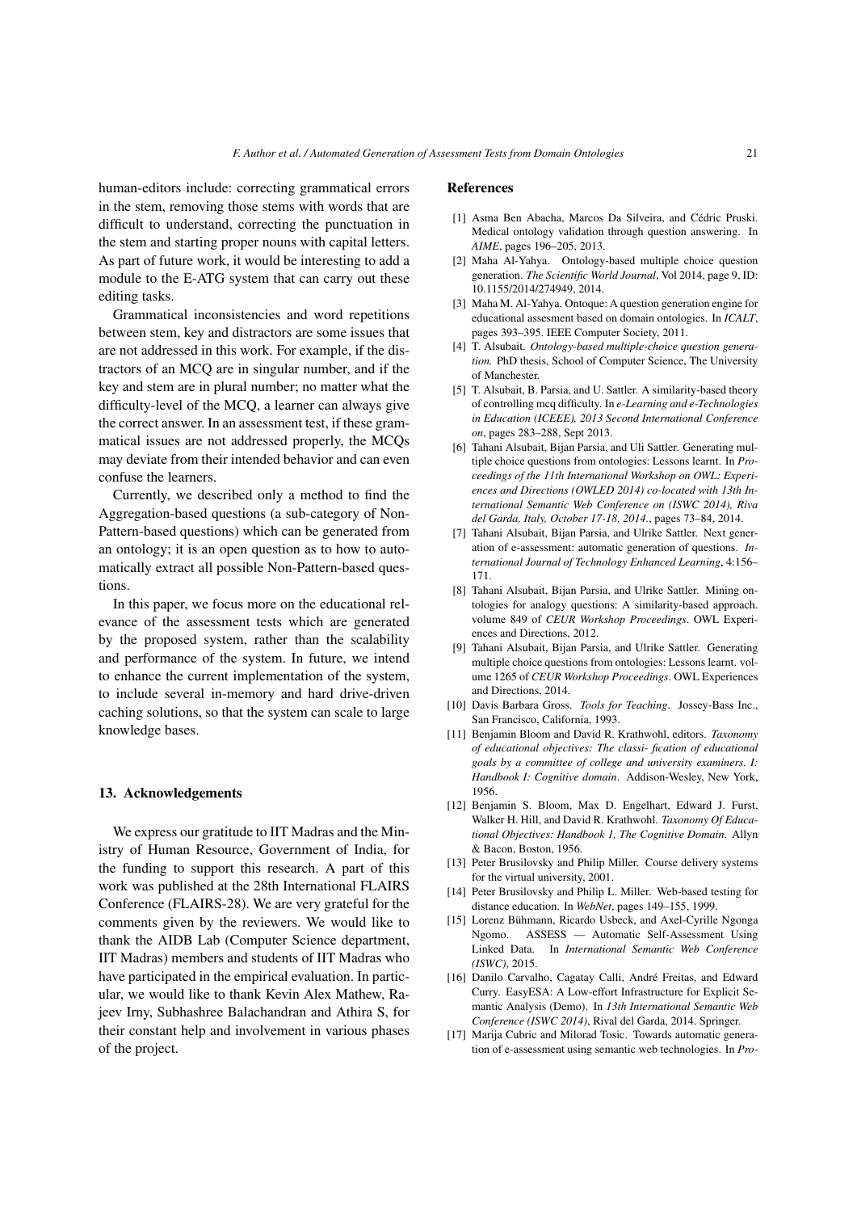human-editors include: correcting grammatical errors in the stem, removing those stems with words that are difficult to understand, correcting the punctuation in the stem and starting proper nouns with capital letters. As part of future work, it would be interesting to add a module to the E-ATG system that can carry out these editing tasks.

Grammatical inconsistencies and word repetitions between stem, key and distractors are some issues that are not addressed in this work. For example, if the distractors of an MCQ are in singular number, and if the key and stem are in plural number; no matter what the difficulty-level of the MCQ, a learner can always give the correct answer. In an assessment test, if these grammatical issues are not addressed properly, the MCQs may deviate from their intended behavior and can even confuse the learners.

Currently, we described only a method to find the Aggregation-based questions (a sub-category of Non-Pattern-based questions) which can be generated from an ontology; it is an open question as to how to automatically extract all possible Non-Pattern-based questions.

In this paper, we focus more on the educational relevance of the assessment tests which are generated by the proposed system, rather than the scalability and performance of the system. In future, we intend to enhance the current implementation of the system, to include several in-memory and hard drive-driven caching solutions, so that the system can scale to large knowledge bases.

## 13. Acknowledgements

We express our gratitude to IIT Madras and the Ministry of Human Resource, Government of India, for the funding to support this research. A part of this work was published at the 28th International FLAIRS Conference (FLAIRS-28). We are very grateful for the comments given by the reviewers. We would like to thank the AIDB Lab (Computer Science department, IIT Madras) members and students of IIT Madras who have participated in the empirical evaluation. In particular, we would like to thank Kevin Alex Mathew, Rajeev Irny, Subhashree Balachandran and Athira S, for their constant help and involvement in various phases of the project.

## References

[1] Asma Ben Abacha, Marcos Da Silveira, and Cédric Pruski. Medical ontology validation through question answering. In *AIME*, pages 196–205, 2013.

[2] Maha Al-Yahya. Ontology-based multiple choice question generation. *The Scientific World Journal*, Vol 2014, page 9, ID: 10.1155/2014/274949, 2014.

[3] Maha M. Al-Yahya. Ontoque: A question generation engine for educational assesment based on domain ontologies. In *ICALT*, pages 393–395. IEEE Computer Society, 2011.

[4] T. Alsubait. *Ontology-based multiple-choice question generation.* PhD thesis, School of Computer Science, The University of Manchester.

[5] T. Alsubait, B. Parsia, and U. Sattler. A similarity-based theory of controlling mcq difficulty. In *e-Learning and e-Technologies in Education (ICEEE), 2013 Second International Conference on*, pages 283–288, Sept 2013.

[6] Tahani Alsubait, Bijan Parsia, and Uli Sattler. Generating multiple choice questions from ontologies: Lessons learnt. In *Proceedings of the 11th International Workshop on OWL: Experiences and Directions (OWLED 2014) co-located with 13th International Semantic Web Conference on (ISWC 2014), Riva del Garda, Italy, October 17-18, 2014.*, pages 73–84, 2014.

[7] Tahani Alsubait, Bijan Parsia, and Ulrike Sattler. Next generation of e-assessment: automatic generation of questions. *International Journal of Technology Enhanced Learning*, 4:156–171.

[8] Tahani Alsubait, Bijan Parsia, and Ulrike Sattler. Mining ontologies for analogy questions: A similarity-based approach. volume 849 of *CEUR Workshop Proceedings*. OWL Experiences and Directions, 2012.

[9] Tahani Alsubait, Bijan Parsia, and Ulrike Sattler. Generating multiple choice questions from ontologies: Lessons learnt. volume 1265 of *CEUR Workshop Proceedings*. OWL Experiences and Directions, 2014.

[10] Davis Barbara Gross. *Tools for Teaching*. Jossey-Bass Inc., San Francisco, California, 1993.

[11] Benjamin Bloom and David R. Krathwohl, editors. *Taxonomy of educational objectives: The classi- fication of educational goals by a committee of college and university examiners. I: Handbook I: Cognitive domain*. Addison-Wesley, New York, 1956.

[12] Benjamin S. Bloom, Max D. Engelhart, Edward J. Furst, Walker H. Hill, and David R. Krathwohl. *Taxonomy Of Educational Objectives: Handbook 1, The Cognitive Domain*. Allyn & Bacon, Boston, 1956.

[13] Peter Brusilovsky and Philip Miller. Course delivery systems for the virtual university, 2001.

[14] Peter Brusilovsky and Philip L. Miller. Web-based testing for distance education. In *WebNet*, pages 149–155, 1999.

[15] Lorenz Bühmann, Ricardo Usbeck, and Axel-Cyrille Ngonga Ngomo. ASSESS — Automatic Self-Assessment Using Linked Data. In *International Semantic Web Conference (ISWC)*, 2015.

[16] Danilo Carvalho, Cagatay Calli, André Freitas, and Edward Curry. EasyESA: A Low-effort Infrastructure for Explicit Semantic Analysis (Demo). In *13th International Semantic Web Conference (ISWC 2014)*, Rival del Garda, 2014. Springer.

[17] Marija Cubric and Milorad Tosic. Towards automatic generation of e-assessment using semantic web technologies. In *Pro-*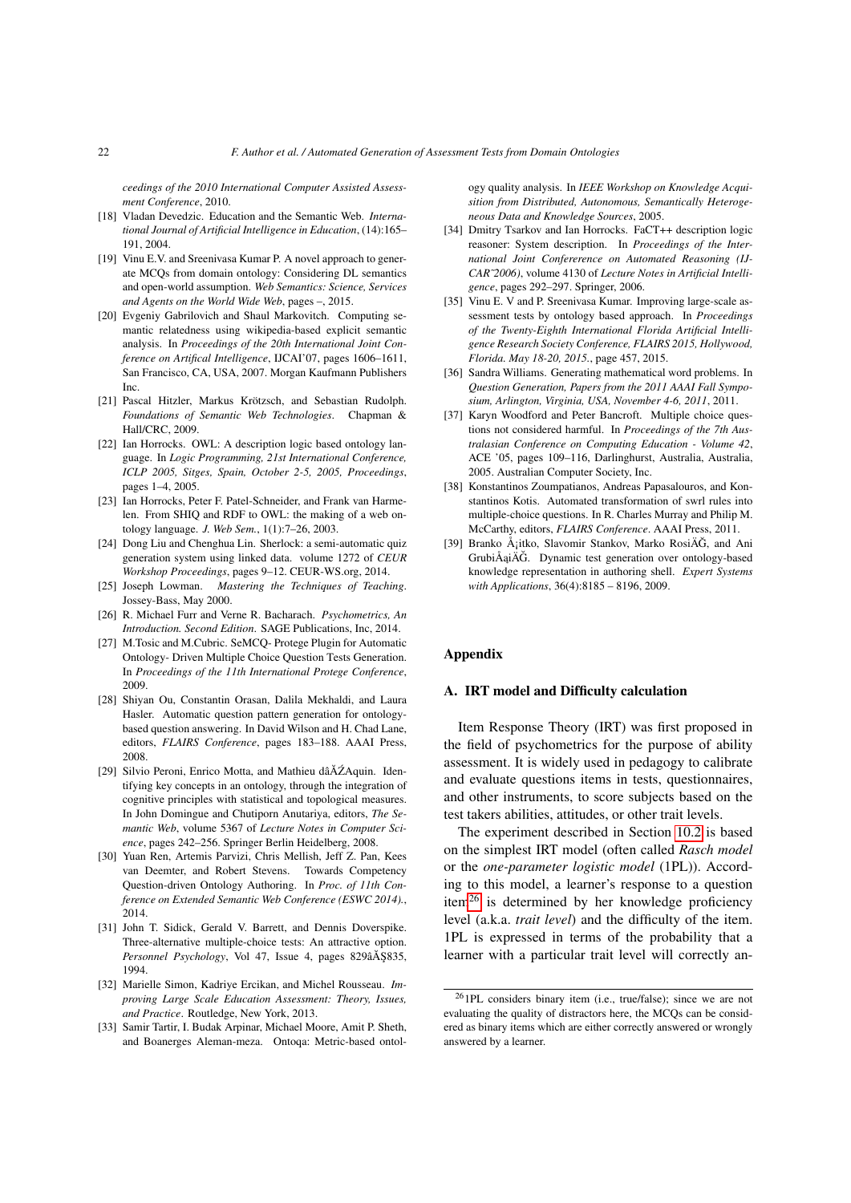ceedings of the 2010 International Computer Assisted Assessment Conference*, 2010.

[18] Vladan Devedzic. Education and the Semantic Web. *International Journal of Artificial Intelligence in Education*, (14):165–191, 2004.

[19] Vinu E.V. and Sreenivasa Kumar P. A novel approach to generate MCQs from domain ontology: Considering DL semantics and open-world assumption. *Web Semantics: Science, Services and Agents on the World Wide Web*, pages –, 2015.

[20] Evgeniy Gabrilovich and Shaul Markovitch. Computing semantic relatedness using wikipedia-based explicit semantic analysis. In *Proceedings of the 20th International Joint Conference on Artifical Intelligence*, IJCAI'07, pages 1606–1611, San Francisco, CA, USA, 2007. Morgan Kaufmann Publishers Inc.

[21] Pascal Hitzler, Markus Krötzsch, and Sebastian Rudolph. *Foundations of Semantic Web Technologies*. Chapman & Hall/CRC, 2009.

[22] Ian Horrocks. OWL: A description logic based ontology language. In *Logic Programming, 21st International Conference, ICLP 2005, Sitges, Spain, October 2-5, 2005, Proceedings*, pages 1–4, 2005.

[23] Ian Horrocks, Peter F. Patel-Schneider, and Frank van Harmelen. From SHIQ and RDF to OWL: the making of a web ontology language. *J. Web Sem.*, 1(1):7–26, 2003.

[24] Dong Liu and Chenghua Lin. Sherlock: a semi-automatic quiz generation system using linked data. volume 1272 of *CEUR Workshop Proceedings*, pages 9–12. CEUR-WS.org, 2014.

[25] Joseph Lowman. *Mastering the Techniques of Teaching*. Jossey-Bass, May 2000.

[26] R. Michael Furr and Verne R. Bacharach. *Psychometrics, An Introduction. Second Edition*. SAGE Publications, Inc, 2014.

[27] M.Tosic and M.Cubric. SeMCQ- Protege Plugin for Automatic Ontology- Driven Multiple Choice Question Tests Generation. In *Proceedings of the 11th International Protege Conference*, 2009.

[28] Shiyan Ou, Constantin Orasan, Dalila Mekhaldi, and Laura Hasler. Automatic question pattern generation for ontology-based question answering. In David Wilson and H. Chad Lane, editors, *FLAIRS Conference*, pages 183–188. AAAI Press, 2008.

[29] Silvio Peroni, Enrico Motta, and Mathieu dâĂŹAquin. Identifying key concepts in an ontology, through the integration of cognitive principles with statistical and topological measures. In John Domingue and Chutiporn Anutariya, editors, *The Semantic Web*, volume 5367 of *Lecture Notes in Computer Science*, pages 242–256. Springer Berlin Heidelberg, 2008.

[30] Yuan Ren, Artemis Parvizi, Chris Mellish, Jeff Z. Pan, Kees van Deemter, and Robert Stevens. Towards Competency Question-driven Ontology Authoring. In *Proc. of 11th Conference on Extended Semantic Web Conference (ESWC 2014).*, 2014.

[31] John T. Sidick, Gerald V. Barrett, and Dennis Doverspike. Three-alternative multiple-choice tests: An attractive option. *Personnel Psychology*, Vol 47, Issue 4, pages 829âĂŞ835, 1994.

[32] Marielle Simon, Kadriye Ercikan, and Michel Rousseau. *Improving Large Scale Education Assessment: Theory, Issues, and Practice*. Routledge, New York, 2013.

[33] Samir Tartir, I. Budak Arpinar, Michael Moore, Amit P. Sheth, and Boanerges Aleman-meza. Ontoqa: Metric-based ontology quality analysis. In *IEEE Workshop on Knowledge Acquisition from Distributed, Autonomous, Semantically Heterogeneous Data and Knowledge Sources*, 2005.

[34] Dmitry Tsarkov and Ian Horrocks. FaCT++ description logic reasoner: System description. In *Proceedings of the International Joint Confererence on Automated Reasoning (IJCAR˜2006)*, volume 4130 of *Lecture Notes in Artificial Intelligence*, pages 292–297. Springer, 2006.

[35] Vinu E. V and P. Sreenivasa Kumar. Improving large-scale assessment tests by ontology based approach. In *Proceedings of the Twenty-Eighth International Florida Artificial Intelligence Research Society Conference, FLAIRS 2015, Hollywood, Florida. May 18-20, 2015.*, page 457, 2015.

[36] Sandra Williams. Generating mathematical word problems. In *Question Generation, Papers from the 2011 AAAI Fall Symposium, Arlington, Virginia, USA, November 4-6, 2011*, 2011.

[37] Karyn Woodford and Peter Bancroft. Multiple choice questions not considered harmful. In *Proceedings of the 7th Australasian Conference on Computing Education - Volume 42*, ACE '05, pages 109–116, Darlinghurst, Australia, Australia, 2005. Australian Computer Society, Inc.

[38] Konstantinos Zoumpatianos, Andreas Papasalouros, and Konstantinos Kotis. Automated transformation of swrl rules into multiple-choice questions. In R. Charles Murray and Philip M. McCarthy, editors, *FLAIRS Conference*. AAAI Press, 2011.

[39] Branko Å¡itko, Slavomir Stankov, Marko RosiÄĞ, and Ani GrubiÅąiÄĞ. Dynamic test generation over ontology-based knowledge representation in authoring shell. *Expert Systems with Applications*, 36(4):8185 – 8196, 2009.

## Appendix

### A. IRT model and Difficulty calculation

Item Response Theory (IRT) was first proposed in the field of psychometrics for the purpose of ability assessment. It is widely used in pedagogy to calibrate and evaluate questions items in tests, questionnaires, and other instruments, to score subjects based on the test takers abilities, attitudes, or other trait levels.

The experiment described in Section 10.2 is based on the simplest IRT model (often called *Rasch model* or the *one-parameter logistic model* (1PL)). According to this model, a learner's response to a question item[26] is determined by her knowledge proficiency level (a.k.a. *trait level*) and the difficulty of the item. 1PL is expressed in terms of the probability that a learner with a particular trait level will correctly an-

[26] 1PL considers binary item (i.e., true/false); since we are not evaluating the quality of distractors here, the MCQs can be considered as binary items which are either correctly answered or wrongly answered by a learner.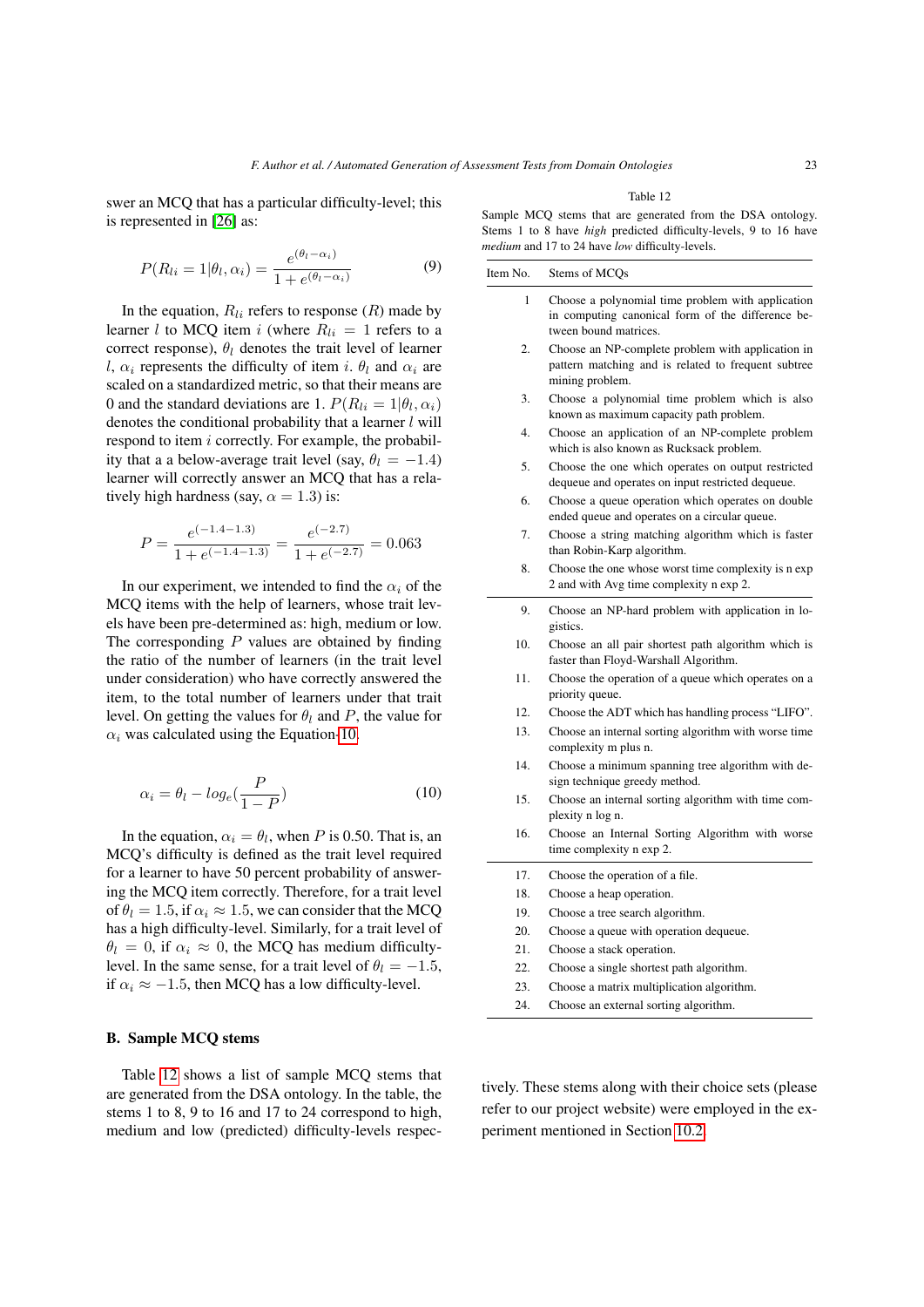swer an MCQ that has a particular difficulty-level; this is represented in [26] as:

$$P(R_{li} = 1|\theta_l, \alpha_i) = \frac{e^{(\theta_l - \alpha_i)}}{1 + e^{(\theta_l - \alpha_i)}} \quad (9)$$

In the equation, $R_{li}$ refers to response ($R$) made by learner $l$ to MCQ item $i$ (where $R_{li} = 1$ refers to a correct response), $\theta_l$ denotes the trait level of learner $l$, $\alpha_i$ represents the difficulty of item $i$. $\theta_l$ and $\alpha_i$ are scaled on a standardized metric, so that their means are 0 and the standard deviations are 1. $P(R_{li} = 1|\theta_l, \alpha_i)$ denotes the conditional probability that a learner $l$ will respond to item $i$ correctly. For example, the probability that a a below-average trait level (say, $\theta_l = -1.4$) learner will correctly answer an MCQ that has a relatively high hardness (say, $\alpha = 1.3$) is:

$$P = \frac{e^{(-1.4-1.3)}}{1 + e^{(-1.4-1.3)}} = \frac{e^{(-2.7)}}{1 + e^{(-2.7)}} = 0.063$$

In our experiment, we intended to find the $\alpha_i$ of the MCQ items with the help of learners, whose trait levels have been pre-determined as: high, medium or low. The corresponding $P$ values are obtained by finding the ratio of the number of learners (in the trait level under consideration) who have correctly answered the item, to the total number of learners under that trait level. On getting the values for $\theta_l$ and $P$, the value for $\alpha_i$ was calculated using the Equation 10.

$$\alpha_i = \theta_l - log_e(\frac{P}{1-P}) \quad (10)$$

In the equation, $\alpha_i = \theta_l$, when $P$ is 0.50. That is, an MCQ's difficulty is defined as the trait level required for a learner to have 50 percent probability of answering the MCQ item correctly. Therefore, for a trait level of $\theta_l = 1.5$, if $\alpha_i \approx 1.5$, we can consider that the MCQ has a high difficulty-level. Similarly, for a trait level of $\theta_l = 0$, if $\alpha_i \approx 0$, the MCQ has medium difficulty-level. In the same sense, for a trait level of $\theta_l = -1.5$, if $\alpha_i \approx -1.5$, then MCQ has a low difficulty-level.

## B. Sample MCQ stems

Table 12 shows a list of sample MCQ stems that are generated from the DSA ontology. In the table, the stems 1 to 8, 9 to 16 and 17 to 24 correspond to high, medium and low (predicted) difficulty-levels respectively. These stems along with their choice sets (please refer to our project website) were employed in the experiment mentioned in Section 10.2.

Table 12

Sample MCQ stems that are generated from the DSA ontology. Stems 1 to 8 have *high* predicted difficulty-levels, 9 to 16 have *medium* and 17 to 24 have *low* difficulty-levels.

| Item No. | Stems of MCQs |
|---|---|
| 1 | Choose a polynomial time problem with application in computing canonical form of the difference between bound matrices. |
| 2. | Choose an NP-complete problem with application in pattern matching and is related to frequent subtree mining problem. |
| 3. | Choose a polynomial time problem which is also known as maximum capacity path problem. |
| 4. | Choose an application of an NP-complete problem which is also known as Rucksack problem. |
| 5. | Choose the one which operates on output restricted dequeue and operates on input restricted dequeue. |
| 6. | Choose a queue operation which operates on double ended queue and operates on a circular queue. |
| 7. | Choose a string matching algorithm which is faster than Robin-Karp algorithm. |
| 8. | Choose the one whose worst time complexity is n exp 2 and with Avg time complexity n exp 2. |
| 9. | Choose an NP-hard problem with application in logistics. |
| 10. | Choose an all pair shortest path algorithm which is faster than Floyd-Warshall Algorithm. |
| 11. | Choose the operation of a queue which operates on a priority queue. |
| 12. | Choose the ADT which has handling process "LIFO". |
| 13. | Choose an internal sorting algorithm with worse time complexity m plus n. |
| 14. | Choose a minimum spanning tree algorithm with design technique greedy method. |
| 15. | Choose an internal sorting algorithm with time complexity n log n. |
| 16. | Choose an Internal Sorting Algorithm with worse time complexity n exp 2. |
| 17. | Choose the operation of a file. |
| 18. | Choose a heap operation. |
| 19. | Choose a tree search algorithm. |
| 20. | Choose a queue with operation dequeue. |
| 21. | Choose a stack operation. |
| 22. | Choose a single shortest path algorithm. |
| 23. | Choose a matrix multiplication algorithm. |
| 24. | Choose an external sorting algorithm. |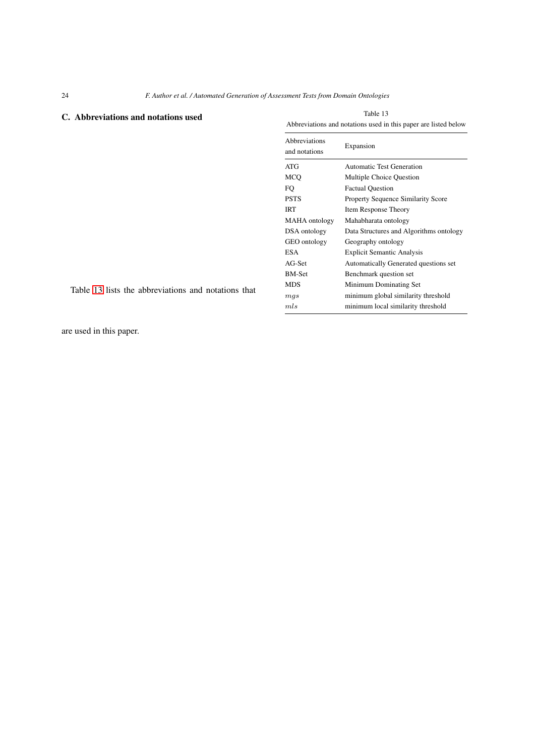## C. Abbreviations and notations used

Table 13 lists the abbreviations and notations that are used in this paper.

Table 13

Abbreviations and notations used in this paper are listed below

| Abbreviations and notations | Expansion |
|---|---|
| ATG | Automatic Test Generation |
| MCQ | Multiple Choice Question |
| FQ | Factual Question |
| PSTS | Property Sequence Similarity Score |
| IRT | Item Response Theory |
| MAHA ontology | Mahabharata ontology |
| DSA ontology | Data Structures and Algorithms ontology |
| GEO ontology | Geography ontology |
| ESA | Explicit Semantic Analysis |
| AG-Set | Automatically Generated questions set |
| BM-Set | Benchmark question set |
| MDS | Minimum Dominating Set |
| $mgs$ | minimum global similarity threshold |
| $mls$ | minimum local similarity threshold |